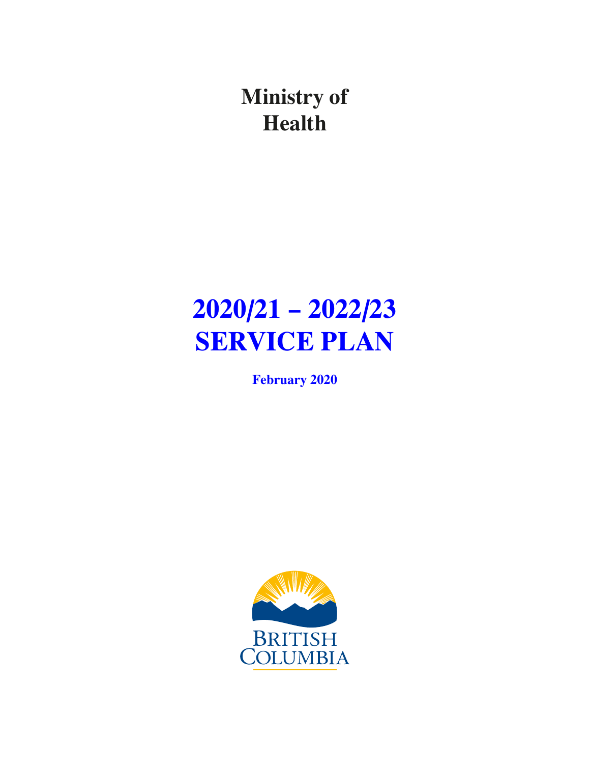# Ministry of Health

# 2020/21 – 2022/23 SERVICE PLAN

**February 2020**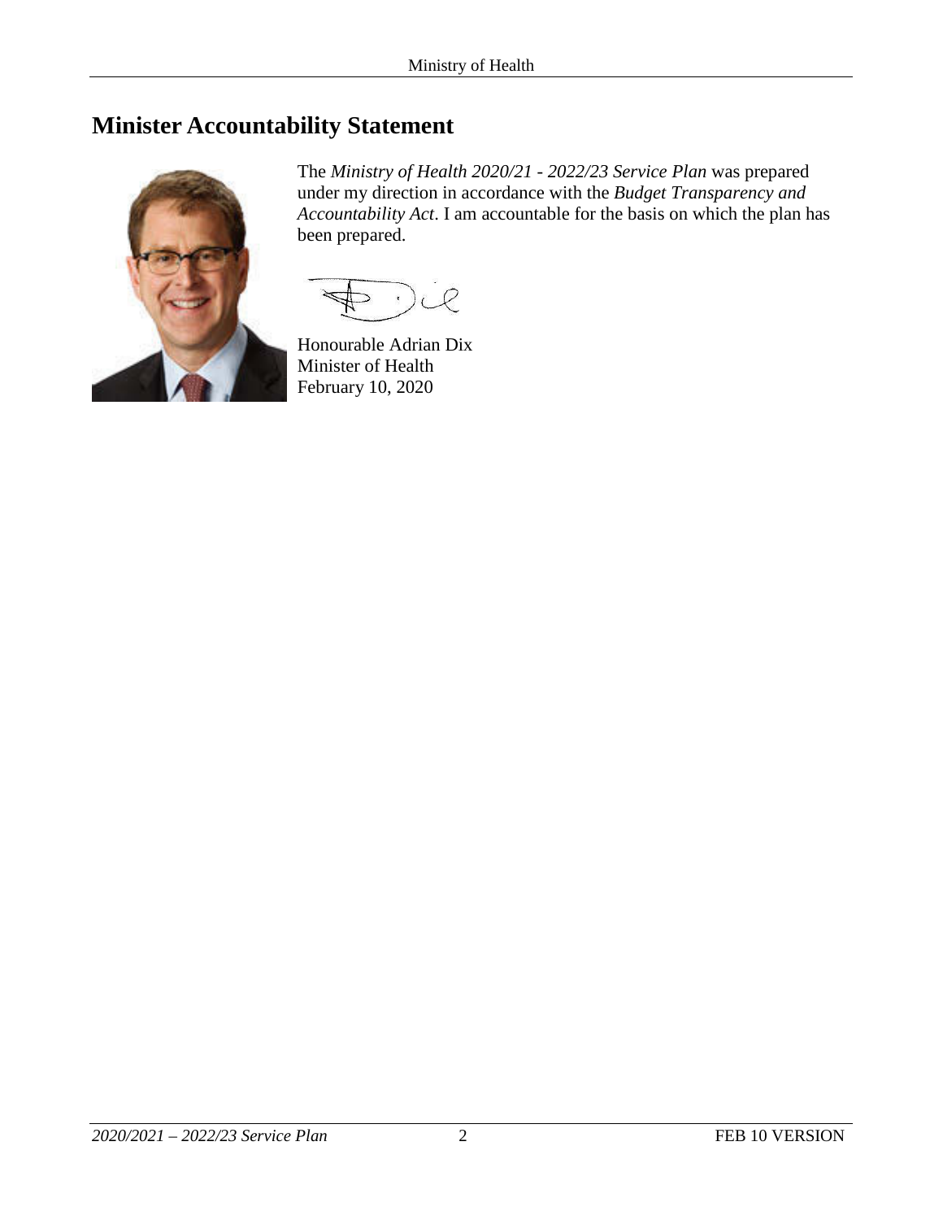# Minister Accountability Statement

The *Ministry of Health 2020/21 - 2022/23 Service Plan* was prepared under my direction in accordance with the *Budget Transparency and Accountability Act*. I am accountable for the basis on which the plan has been prepared.

Honourable Adrian Dix
Minister of Health
February 10, 2020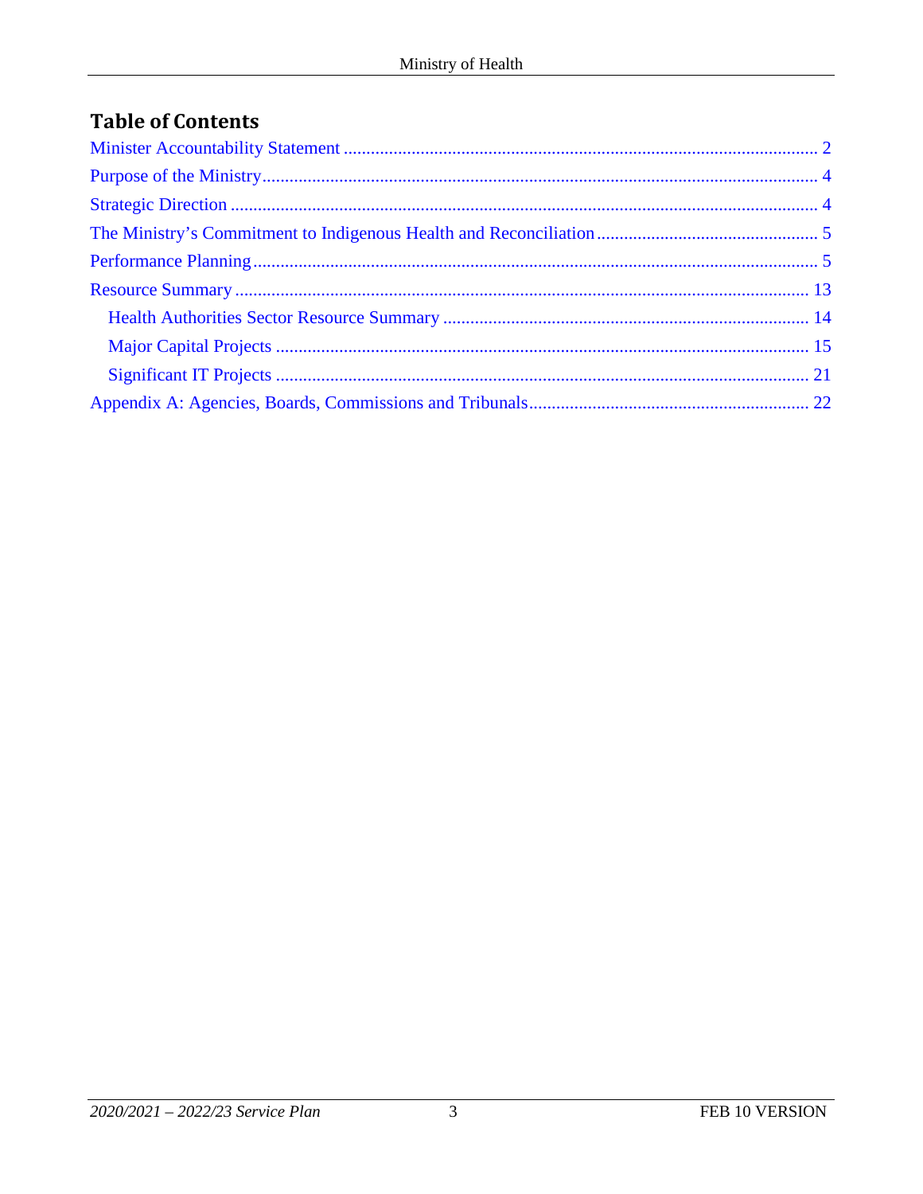## Table of Contents

Minister Accountability Statement ........................................................................................................ 2

Purpose of the Ministry......................................................................................................................... 4

Strategic Direction ................................................................................................................................ 4

The Ministry's Commitment to Indigenous Health and Reconciliation ................................................ 5

Performance Planning ........................................................................................................................... 5

Resource Summary ............................................................................................................................. 13

- Health Authorities Sector Resource Summary ................................................................................ 14
- Major Capital Projects .................................................................................................................... 15
- Significant IT Projects ..................................................................................................................... 21

Appendix A: Agencies, Boards, Commissions and Tribunals ............................................................. 22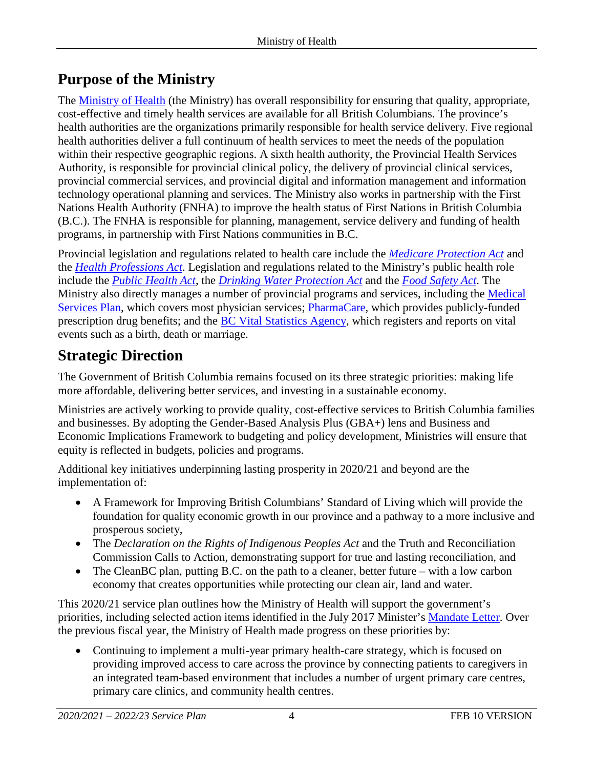# Purpose of the Ministry

The Ministry of Health (the Ministry) has overall responsibility for ensuring that quality, appropriate, cost-effective and timely health services are available for all British Columbians. The province's health authorities are the organizations primarily responsible for health service delivery. Five regional health authorities deliver a full continuum of health services to meet the needs of the population within their respective geographic regions. A sixth health authority, the Provincial Health Services Authority, is responsible for provincial clinical policy, the delivery of provincial clinical services, provincial commercial services, and provincial digital and information management and information technology operational planning and services. The Ministry also works in partnership with the First Nations Health Authority (FNHA) to improve the health status of First Nations in British Columbia (B.C.). The FNHA is responsible for planning, management, service delivery and funding of health programs, in partnership with First Nations communities in B.C.

Provincial legislation and regulations related to health care include the *Medicare Protection Act* and the *Health Professions Act*. Legislation and regulations related to the Ministry's public health role include the *Public Health Act*, the *Drinking Water Protection Act* and the *Food Safety Act*. The Ministry also directly manages a number of provincial programs and services, including the Medical Services Plan, which covers most physician services; PharmaCare, which provides publicly-funded prescription drug benefits; and the BC Vital Statistics Agency, which registers and reports on vital events such as a birth, death or marriage.

# Strategic Direction

The Government of British Columbia remains focused on its three strategic priorities: making life more affordable, delivering better services, and investing in a sustainable economy.

Ministries are actively working to provide quality, cost-effective services to British Columbia families and businesses. By adopting the Gender-Based Analysis Plus (GBA+) lens and Business and Economic Implications Framework to budgeting and policy development, Ministries will ensure that equity is reflected in budgets, policies and programs.

Additional key initiatives underpinning lasting prosperity in 2020/21 and beyond are the implementation of:

- A Framework for Improving British Columbians' Standard of Living which will provide the foundation for quality economic growth in our province and a pathway to a more inclusive and prosperous society,
- The *Declaration on the Rights of Indigenous Peoples Act* and the Truth and Reconciliation Commission Calls to Action, demonstrating support for true and lasting reconciliation, and
- The CleanBC plan, putting B.C. on the path to a cleaner, better future – with a low carbon economy that creates opportunities while protecting our clean air, land and water.

This 2020/21 service plan outlines how the Ministry of Health will support the government's priorities, including selected action items identified in the July 2017 Minister's Mandate Letter. Over the previous fiscal year, the Ministry of Health made progress on these priorities by:

- Continuing to implement a multi-year primary health-care strategy, which is focused on providing improved access to care across the province by connecting patients to caregivers in an integrated team-based environment that includes a number of urgent primary care centres, primary care clinics, and community health centres.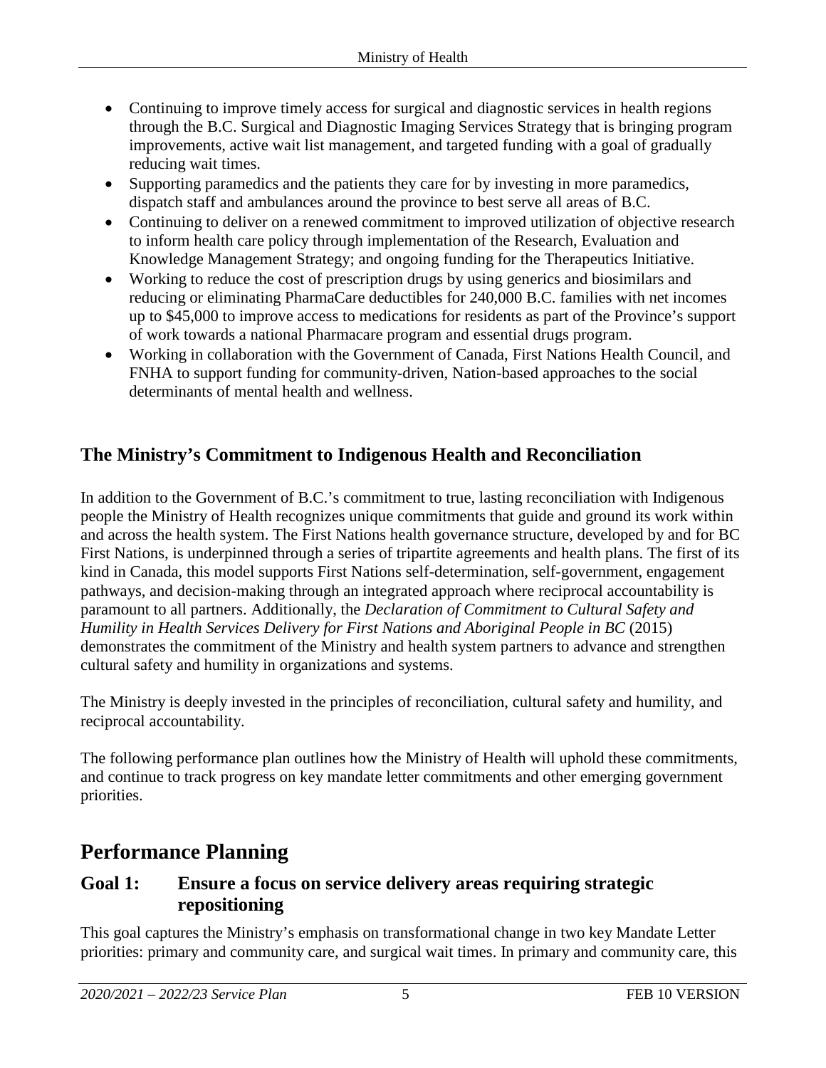- Continuing to improve timely access for surgical and diagnostic services in health regions through the B.C. Surgical and Diagnostic Imaging Services Strategy that is bringing program improvements, active wait list management, and targeted funding with a goal of gradually reducing wait times.
- Supporting paramedics and the patients they care for by investing in more paramedics, dispatch staff and ambulances around the province to best serve all areas of B.C.
- Continuing to deliver on a renewed commitment to improved utilization of objective research to inform health care policy through implementation of the Research, Evaluation and Knowledge Management Strategy; and ongoing funding for the Therapeutics Initiative.
- Working to reduce the cost of prescription drugs by using generics and biosimilars and reducing or eliminating PharmaCare deductibles for 240,000 B.C. families with net incomes up to $45,000 to improve access to medications for residents as part of the Province's support of work towards a national Pharmacare program and essential drugs program.
- Working in collaboration with the Government of Canada, First Nations Health Council, and FNHA to support funding for community-driven, Nation-based approaches to the social determinants of mental health and wellness.

## The Ministry's Commitment to Indigenous Health and Reconciliation

In addition to the Government of B.C.'s commitment to true, lasting reconciliation with Indigenous people the Ministry of Health recognizes unique commitments that guide and ground its work within and across the health system. The First Nations health governance structure, developed by and for BC First Nations, is underpinned through a series of tripartite agreements and health plans. The first of its kind in Canada, this model supports First Nations self-determination, self-government, engagement pathways, and decision-making through an integrated approach where reciprocal accountability is paramount to all partners. Additionally, the *Declaration of Commitment to Cultural Safety and Humility in Health Services Delivery for First Nations and Aboriginal People in BC* (2015) demonstrates the commitment of the Ministry and health system partners to advance and strengthen cultural safety and humility in organizations and systems.

The Ministry is deeply invested in the principles of reconciliation, cultural safety and humility, and reciprocal accountability.

The following performance plan outlines how the Ministry of Health will uphold these commitments, and continue to track progress on key mandate letter commitments and other emerging government priorities.

# Performance Planning

## Goal 1: Ensure a focus on service delivery areas requiring strategic repositioning

This goal captures the Ministry's emphasis on transformational change in two key Mandate Letter priorities: primary and community care, and surgical wait times. In primary and community care, this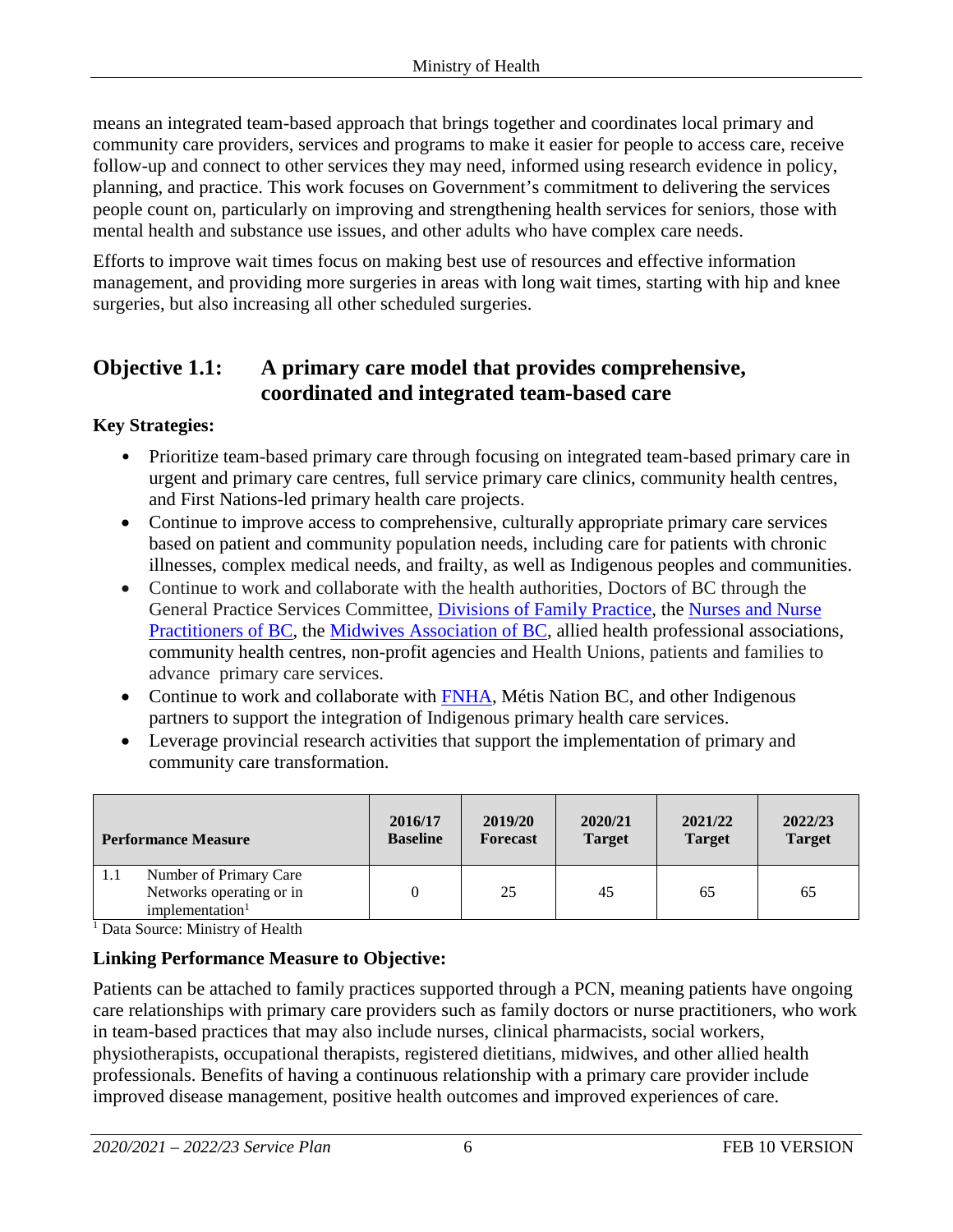means an integrated team-based approach that brings together and coordinates local primary and community care providers, services and programs to make it easier for people to access care, receive follow-up and connect to other services they may need, informed using research evidence in policy, planning, and practice. This work focuses on Government's commitment to delivering the services people count on, particularly on improving and strengthening health services for seniors, those with mental health and substance use issues, and other adults who have complex care needs.

Efforts to improve wait times focus on making best use of resources and effective information management, and providing more surgeries in areas with long wait times, starting with hip and knee surgeries, but also increasing all other scheduled surgeries.

## Objective 1.1: A primary care model that provides comprehensive, coordinated and integrated team-based care

**Key Strategies:**

- Prioritize team-based primary care through focusing on integrated team-based primary care in urgent and primary care centres, full service primary care clinics, community health centres, and First Nations-led primary health care projects.
- Continue to improve access to comprehensive, culturally appropriate primary care services based on patient and community population needs, including care for patients with chronic illnesses, complex medical needs, and frailty, as well as Indigenous peoples and communities.
- Continue to work and collaborate with the health authorities, Doctors of BC through the General Practice Services Committee, Divisions of Family Practice, the Nurses and Nurse Practitioners of BC, the Midwives Association of BC, allied health professional associations, community health centres, non-profit agencies and Health Unions, patients and families to advance primary care services.
- Continue to work and collaborate with FNHA, Métis Nation BC, and other Indigenous partners to support the integration of Indigenous primary health care services.
- Leverage provincial research activities that support the implementation of primary and community care transformation.

| Performance Measure | 2016/17 Baseline | 2019/20 Forecast | 2020/21 Target | 2021/22 Target | 2022/23 Target |
|---|---|---|---|---|---|
| 1.1 Number of Primary Care Networks operating or in implementation[1] | 0 | 25 | 45 | 65 | 65 |

[1] Data Source: Ministry of Health

**Linking Performance Measure to Objective:**

Patients can be attached to family practices supported through a PCN, meaning patients have ongoing care relationships with primary care providers such as family doctors or nurse practitioners, who work in team-based practices that may also include nurses, clinical pharmacists, social workers, physiotherapists, occupational therapists, registered dietitians, midwives, and other allied health professionals. Benefits of having a continuous relationship with a primary care provider include improved disease management, positive health outcomes and improved experiences of care.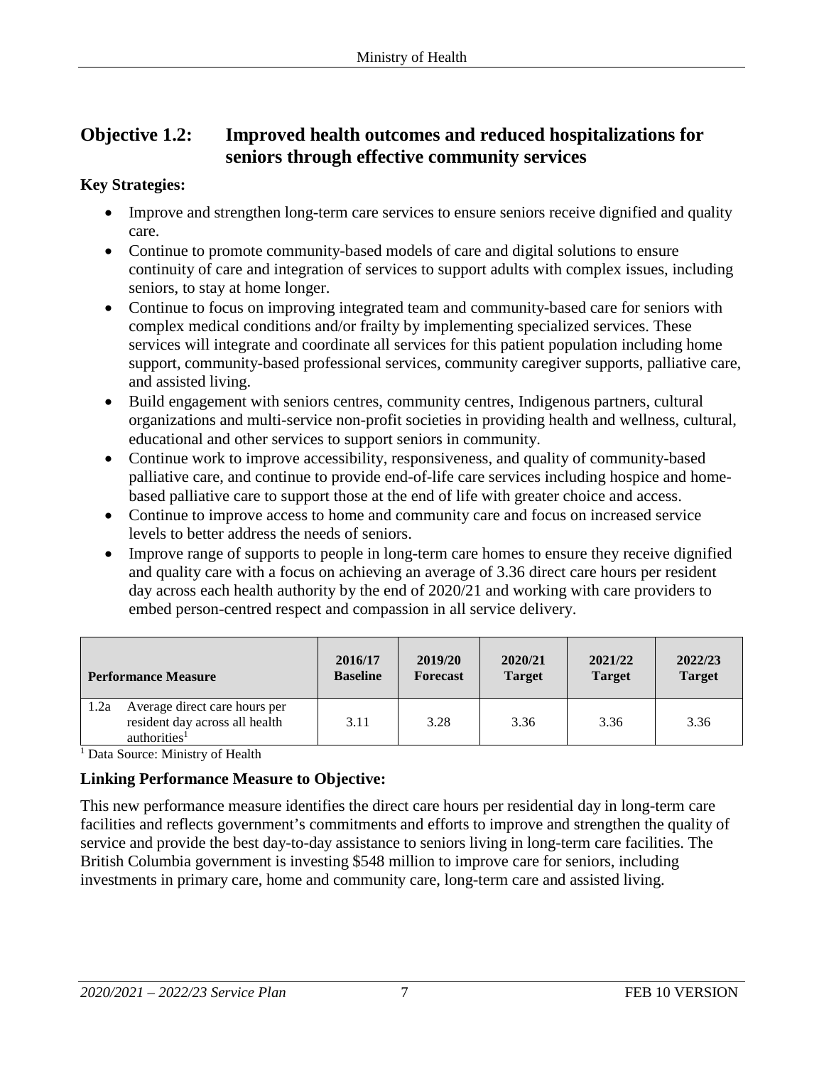## Objective 1.2: Improved health outcomes and reduced hospitalizations for seniors through effective community services

**Key Strategies:**

- Improve and strengthen long-term care services to ensure seniors receive dignified and quality care.
- Continue to promote community-based models of care and digital solutions to ensure continuity of care and integration of services to support adults with complex issues, including seniors, to stay at home longer.
- Continue to focus on improving integrated team and community-based care for seniors with complex medical conditions and/or frailty by implementing specialized services. These services will integrate and coordinate all services for this patient population including home support, community-based professional services, community caregiver supports, palliative care, and assisted living.
- Build engagement with seniors centres, community centres, Indigenous partners, cultural organizations and multi-service non-profit societies in providing health and wellness, cultural, educational and other services to support seniors in community.
- Continue work to improve accessibility, responsiveness, and quality of community-based palliative care, and continue to provide end-of-life care services including hospice and home-based palliative care to support those at the end of life with greater choice and access.
- Continue to improve access to home and community care and focus on increased service levels to better address the needs of seniors.
- Improve range of supports to people in long-term care homes to ensure they receive dignified and quality care with a focus on achieving an average of 3.36 direct care hours per resident day across each health authority by the end of 2020/21 and working with care providers to embed person-centred respect and compassion in all service delivery.

| Performance Measure | 2016/17 Baseline | 2019/20 Forecast | 2020/21 Target | 2021/22 Target | 2022/23 Target |
|---|---|---|---|---|---|
| 1.2a Average direct care hours per resident day across all health authorities[1] | 3.11 | 3.28 | 3.36 | 3.36 | 3.36 |

[1] Data Source: Ministry of Health

### Linking Performance Measure to Objective:

This new performance measure identifies the direct care hours per residential day in long-term care facilities and reflects government's commitments and efforts to improve and strengthen the quality of service and provide the best day-to-day assistance to seniors living in long-term care facilities. The British Columbia government is investing $548 million to improve care for seniors, including investments in primary care, home and community care, long-term care and assisted living.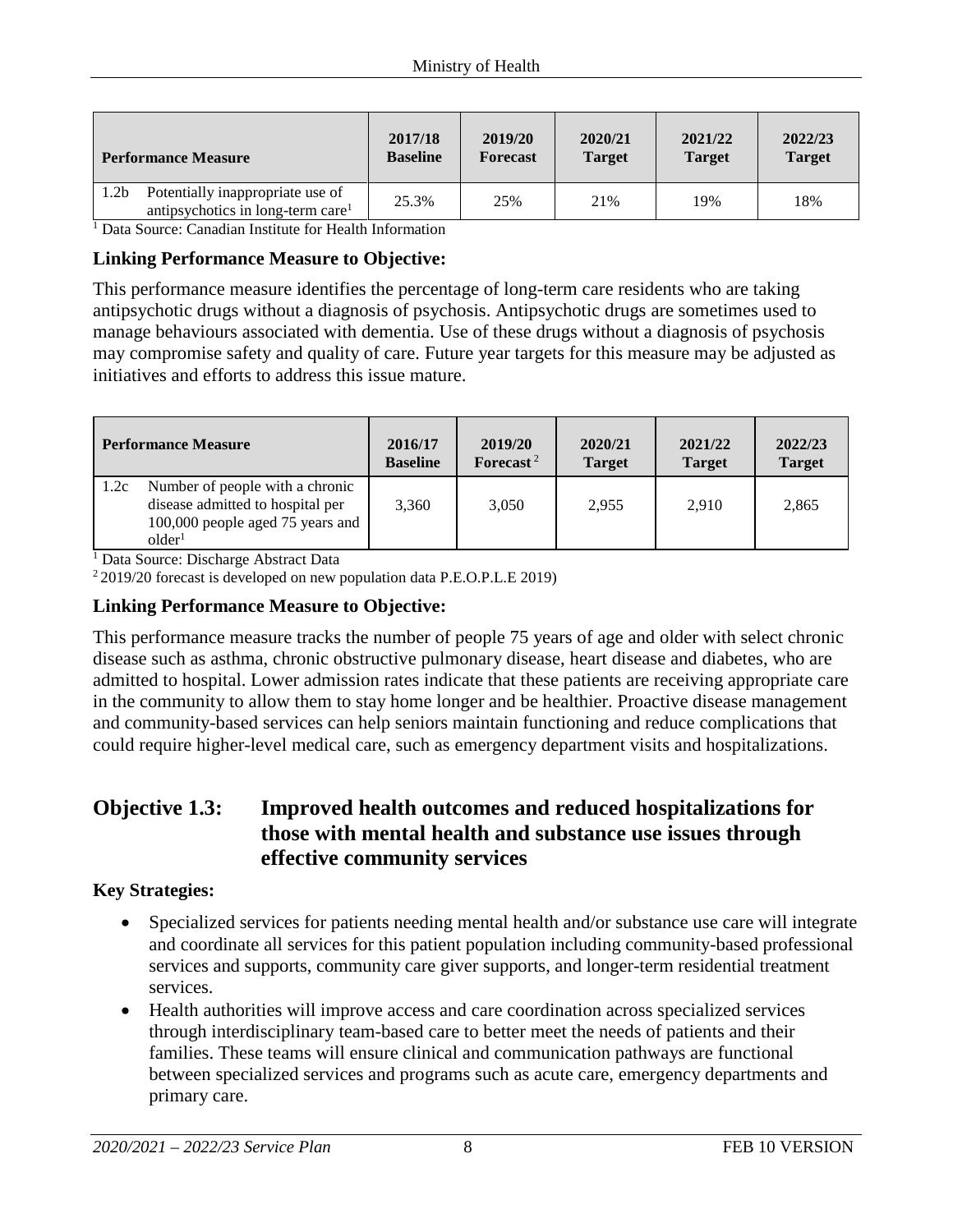| Performance Measure | 2017/18 Baseline | 2019/20 Forecast | 2020/21 Target | 2021/22 Target | 2022/23 Target |
|---|---|---|---|---|---|
| 1.2b Potentially inappropriate use of antipsychotics in long-term care[1] | 25.3% | 25% | 21% | 19% | 18% |

[1] Data Source: Canadian Institute for Health Information

**Linking Performance Measure to Objective:**

This performance measure identifies the percentage of long-term care residents who are taking antipsychotic drugs without a diagnosis of psychosis. Antipsychotic drugs are sometimes used to manage behaviours associated with dementia. Use of these drugs without a diagnosis of psychosis may compromise safety and quality of care. Future year targets for this measure may be adjusted as initiatives and efforts to address this issue mature.

| Performance Measure | 2016/17 Baseline | 2019/20 Forecast[2] | 2020/21 Target | 2021/22 Target | 2022/23 Target |
|---|---|---|---|---|---|
| 1.2c Number of people with a chronic disease admitted to hospital per 100,000 people aged 75 years and older[1] | 3,360 | 3,050 | 2,955 | 2,910 | 2,865 |

[1] Data Source: Discharge Abstract Data

[2] 2019/20 forecast is developed on new population data P.E.O.P.L.E 2019)

**Linking Performance Measure to Objective:**

This performance measure tracks the number of people 75 years of age and older with select chronic disease such as asthma, chronic obstructive pulmonary disease, heart disease and diabetes, who are admitted to hospital. Lower admission rates indicate that these patients are receiving appropriate care in the community to allow them to stay home longer and be healthier. Proactive disease management and community-based services can help seniors maintain functioning and reduce complications that could require higher-level medical care, such as emergency department visits and hospitalizations.

## Objective 1.3: Improved health outcomes and reduced hospitalizations for those with mental health and substance use issues through effective community services

**Key Strategies:**

- Specialized services for patients needing mental health and/or substance use care will integrate and coordinate all services for this patient population including community-based professional services and supports, community care giver supports, and longer-term residential treatment services.
- Health authorities will improve access and care coordination across specialized services through interdisciplinary team-based care to better meet the needs of patients and their families. These teams will ensure clinical and communication pathways are functional between specialized services and programs such as acute care, emergency departments and primary care.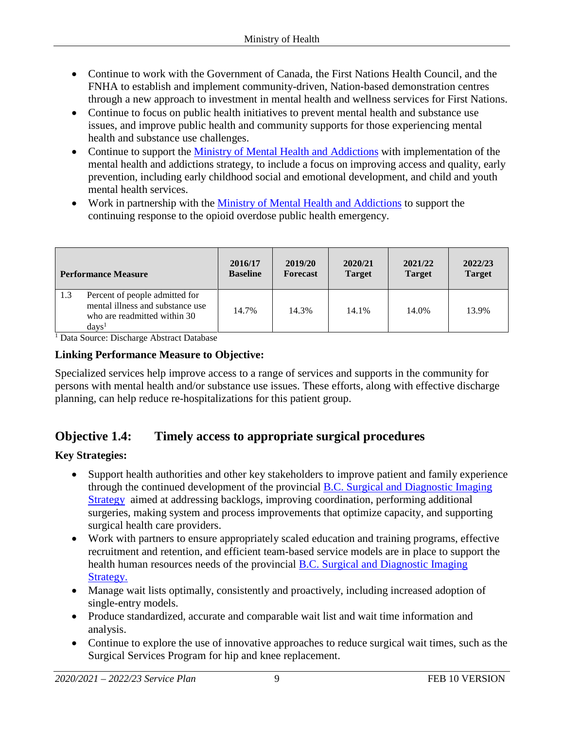- Continue to work with the Government of Canada, the First Nations Health Council, and the FNHA to establish and implement community-driven, Nation-based demonstration centres through a new approach to investment in mental health and wellness services for First Nations.
- Continue to focus on public health initiatives to prevent mental health and substance use issues, and improve public health and community supports for those experiencing mental health and substance use challenges.
- Continue to support the [Ministry of Mental Health and Addictions]() with implementation of the mental health and addictions strategy, to include a focus on improving access and quality, early prevention, including early childhood social and emotional development, and child and youth mental health services.
- Work in partnership with the [Ministry of Mental Health and Addictions]() to support the continuing response to the opioid overdose public health emergency.

| Performance Measure | | 2016/17 Baseline | 2019/20 Forecast | 2020/21 Target | 2021/22 Target | 2022/23 Target |
|---|---|---|---|---|---|---|
| 1.3 | Percent of people admitted for mental illness and substance use who are readmitted within 30 days[1] | 14.7% | 14.3% | 14.1% | 14.0% | 13.9% |

[1] Data Source: Discharge Abstract Database

**Linking Performance Measure to Objective:**

Specialized services help improve access to a range of services and supports in the community for persons with mental health and/or substance use issues. These efforts, along with effective discharge planning, can help reduce re-hospitalizations for this patient group.

## Objective 1.4: Timely access to appropriate surgical procedures

**Key Strategies:**

- Support health authorities and other key stakeholders to improve patient and family experience through the continued development of the provincial [B.C. Surgical and Diagnostic Imaging Strategy]() aimed at addressing backlogs, improving coordination, performing additional surgeries, making system and process improvements that optimize capacity, and supporting surgical health care providers.
- Work with partners to ensure appropriately scaled education and training programs, effective recruitment and retention, and efficient team-based service models are in place to support the health human resources needs of the provincial [B.C. Surgical and Diagnostic Imaging Strategy.]()
- Manage wait lists optimally, consistently and proactively, including increased adoption of single-entry models.
- Produce standardized, accurate and comparable wait list and wait time information and analysis.
- Continue to explore the use of innovative approaches to reduce surgical wait times, such as the Surgical Services Program for hip and knee replacement.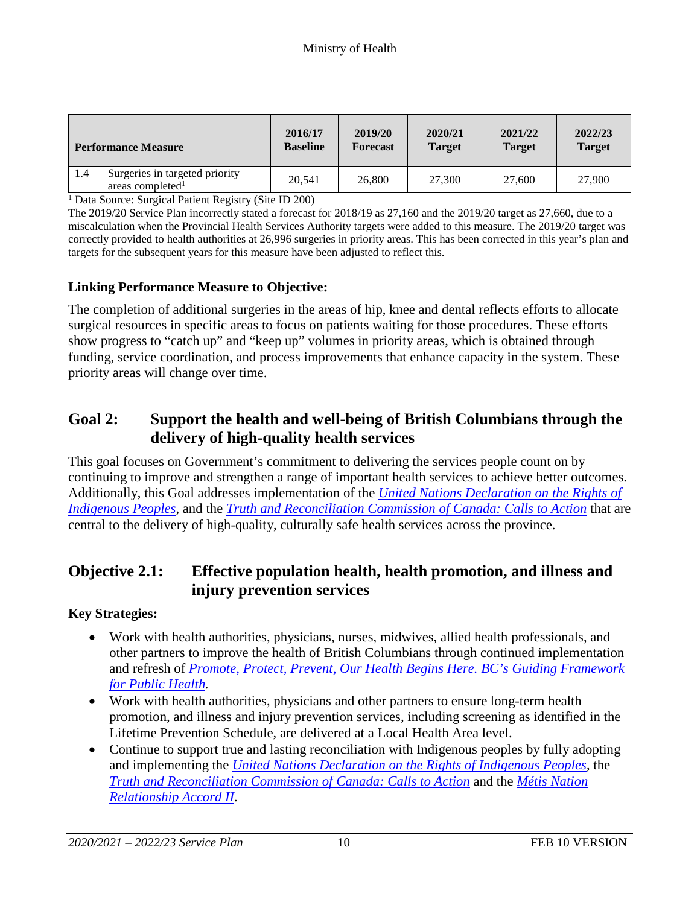| Performance Measure | 2016/17 Baseline | 2019/20 Forecast | 2020/21 Target | 2021/22 Target | 2022/23 Target |
|---|---|---|---|---|---|
| 1.4 Surgeries in targeted priority areas completed[1] | 20,541 | 26,800 | 27,300 | 27,600 | 27,900 |

[1] Data Source: Surgical Patient Registry (Site ID 200)

The 2019/20 Service Plan incorrectly stated a forecast for 2018/19 as 27,160 and the 2019/20 target as 27,660, due to a miscalculation when the Provincial Health Services Authority targets were added to this measure. The 2019/20 target was correctly provided to health authorities at 26,996 surgeries in priority areas. This has been corrected in this year's plan and targets for the subsequent years for this measure have been adjusted to reflect this.

### Linking Performance Measure to Objective:

The completion of additional surgeries in the areas of hip, knee and dental reflects efforts to allocate surgical resources in specific areas to focus on patients waiting for those procedures. These efforts show progress to "catch up" and "keep up" volumes in priority areas, which is obtained through funding, service coordination, and process improvements that enhance capacity in the system. These priority areas will change over time.

## Goal 2: Support the health and well-being of British Columbians through the delivery of high-quality health services

This goal focuses on Government's commitment to delivering the services people count on by continuing to improve and strengthen a range of important health services to achieve better outcomes. Additionally, this Goal addresses implementation of the *United Nations Declaration on the Rights of Indigenous Peoples*, and the *Truth and Reconciliation Commission of Canada: Calls to Action* that are central to the delivery of high-quality, culturally safe health services across the province.

## Objective 2.1: Effective population health, health promotion, and illness and injury prevention services

### Key Strategies:

- Work with health authorities, physicians, nurses, midwives, allied health professionals, and other partners to improve the health of British Columbians through continued implementation and refresh of *Promote, Protect, Prevent, Our Health Begins Here. BC's Guiding Framework for Public Health*.
- Work with health authorities, physicians and other partners to ensure long-term health promotion, and illness and injury prevention services, including screening as identified in the Lifetime Prevention Schedule, are delivered at a Local Health Area level.
- Continue to support true and lasting reconciliation with Indigenous peoples by fully adopting and implementing the *United Nations Declaration on the Rights of Indigenous Peoples*, the *Truth and Reconciliation Commission of Canada: Calls to Action* and the *Métis Nation Relationship Accord II*.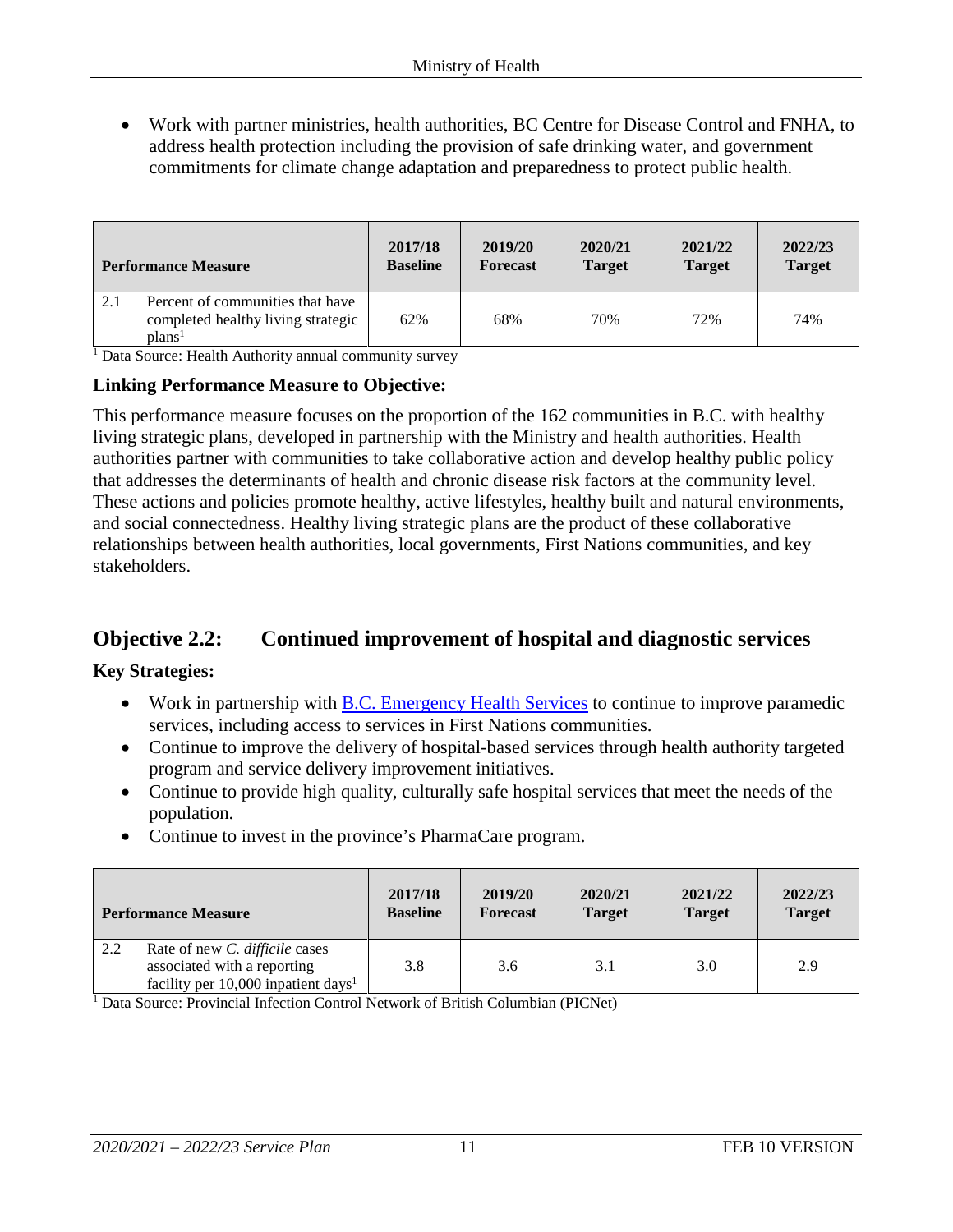- Work with partner ministries, health authorities, BC Centre for Disease Control and FNHA, to address health protection including the provision of safe drinking water, and government commitments for climate change adaptation and preparedness to protect public health.

| Performance Measure | | 2017/18 Baseline | 2019/20 Forecast | 2020/21 Target | 2021/22 Target | 2022/23 Target |
|---|---|---|---|---|---|---|
| 2.1 | Percent of communities that have completed healthy living strategic plans[1] | 62% | 68% | 70% | 72% | 74% |

[1] Data Source: Health Authority annual community survey

**Linking Performance Measure to Objective:**

This performance measure focuses on the proportion of the 162 communities in B.C. with healthy living strategic plans, developed in partnership with the Ministry and health authorities. Health authorities partner with communities to take collaborative action and develop healthy public policy that addresses the determinants of health and chronic disease risk factors at the community level. These actions and policies promote healthy, active lifestyles, healthy built and natural environments, and social connectedness. Healthy living strategic plans are the product of these collaborative relationships between health authorities, local governments, First Nations communities, and key stakeholders.

## Objective 2.2: Continued improvement of hospital and diagnostic services

**Key Strategies:**

- Work in partnership with B.C. Emergency Health Services to continue to improve paramedic services, including access to services in First Nations communities.
- Continue to improve the delivery of hospital-based services through health authority targeted program and service delivery improvement initiatives.
- Continue to provide high quality, culturally safe hospital services that meet the needs of the population.
- Continue to invest in the province's PharmaCare program.

| Performance Measure | | 2017/18 Baseline | 2019/20 Forecast | 2020/21 Target | 2021/22 Target | 2022/23 Target |
|---|---|---|---|---|---|---|
| 2.2 | Rate of new *C. difficile* cases associated with a reporting facility per 10,000 inpatient days[1] | 3.8 | 3.6 | 3.1 | 3.0 | 2.9 |

[1] Data Source: Provincial Infection Control Network of British Columbian (PICNet)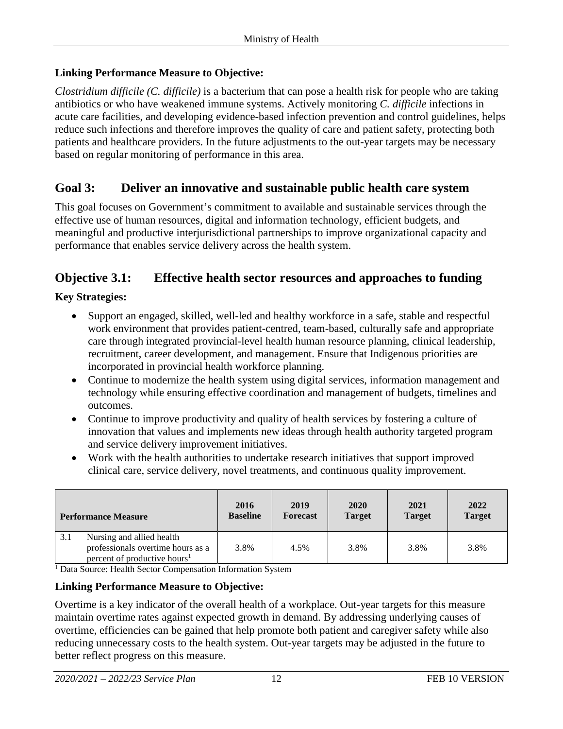### Linking Performance Measure to Objective:

*Clostridium difficile (C. difficile)* is a bacterium that can pose a health risk for people who are taking antibiotics or who have weakened immune systems. Actively monitoring *C. difficile* infections in acute care facilities, and developing evidence-based infection prevention and control guidelines, helps reduce such infections and therefore improves the quality of care and patient safety, protecting both patients and healthcare providers. In the future adjustments to the out-year targets may be necessary based on regular monitoring of performance in this area.

## Goal 3: Deliver an innovative and sustainable public health care system

This goal focuses on Government's commitment to available and sustainable services through the effective use of human resources, digital and information technology, efficient budgets, and meaningful and productive interjurisdictional partnerships to improve organizational capacity and performance that enables service delivery across the health system.

## Objective 3.1: Effective health sector resources and approaches to funding

### Key Strategies:

- Support an engaged, skilled, well-led and healthy workforce in a safe, stable and respectful work environment that provides patient-centred, team-based, culturally safe and appropriate care through integrated provincial-level health human resource planning, clinical leadership, recruitment, career development, and management. Ensure that Indigenous priorities are incorporated in provincial health workforce planning.
- Continue to modernize the health system using digital services, information management and technology while ensuring effective coordination and management of budgets, timelines and outcomes.
- Continue to improve productivity and quality of health services by fostering a culture of innovation that values and implements new ideas through health authority targeted program and service delivery improvement initiatives.
- Work with the health authorities to undertake research initiatives that support improved clinical care, service delivery, novel treatments, and continuous quality improvement.

| Performance Measure | 2016 Baseline | 2019 Forecast | 2020 Target | 2021 Target | 2022 Target |
|---|---|---|---|---|---|
| 3.1 Nursing and allied health professionals overtime hours as a percent of productive hours[1] | 3.8% | 4.5% | 3.8% | 3.8% | 3.8% |

[1] Data Source: Health Sector Compensation Information System

### Linking Performance Measure to Objective:

Overtime is a key indicator of the overall health of a workplace. Out-year targets for this measure maintain overtime rates against expected growth in demand. By addressing underlying causes of overtime, efficiencies can be gained that help promote both patient and caregiver safety while also reducing unnecessary costs to the health system. Out-year targets may be adjusted in the future to better reflect progress on this measure.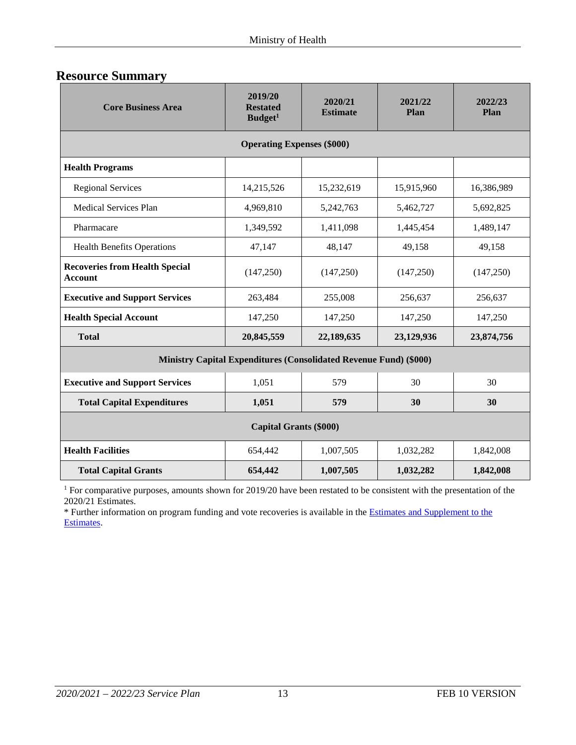## Resource Summary

| Core Business Area | 2019/20 Restated Budget[1] | 2020/21 Estimate | 2021/22 Plan | 2022/23 Plan |
|---|---|---|---|---|
| **Operating Expenses ($000)** | | | | |
| **Health Programs** | | | | |
| Regional Services | 14,215,526 | 15,232,619 | 15,915,960 | 16,386,989 |
| Medical Services Plan | 4,969,810 | 5,242,763 | 5,462,727 | 5,692,825 |
| Pharmacare | 1,349,592 | 1,411,098 | 1,445,454 | 1,489,147 |
| Health Benefits Operations | 47,147 | 48,147 | 49,158 | 49,158 |
| **Recoveries from Health Special Account** | (147,250) | (147,250) | (147,250) | (147,250) |
| **Executive and Support Services** | 263,484 | 255,008 | 256,637 | 256,637 |
| **Health Special Account** | 147,250 | 147,250 | 147,250 | 147,250 |
| **Total** | **20,845,559** | **22,189,635** | **23,129,936** | **23,874,756** |
| **Ministry Capital Expenditures (Consolidated Revenue Fund) ($000)** | | | | |
| **Executive and Support Services** | 1,051 | 579 | 30 | 30 |
| **Total Capital Expenditures** | **1,051** | **579** | **30** | **30** |
| **Capital Grants ($000)** | | | | |
| **Health Facilities** | 654,442 | 1,007,505 | 1,032,282 | 1,842,008 |
| **Total Capital Grants** | **654,442** | **1,007,505** | **1,032,282** | **1,842,008** |

[1] For comparative purposes, amounts shown for 2019/20 have been restated to be consistent with the presentation of the 2020/21 Estimates.

* Further information on program funding and vote recoveries is available in the Estimates and Supplement to the Estimates.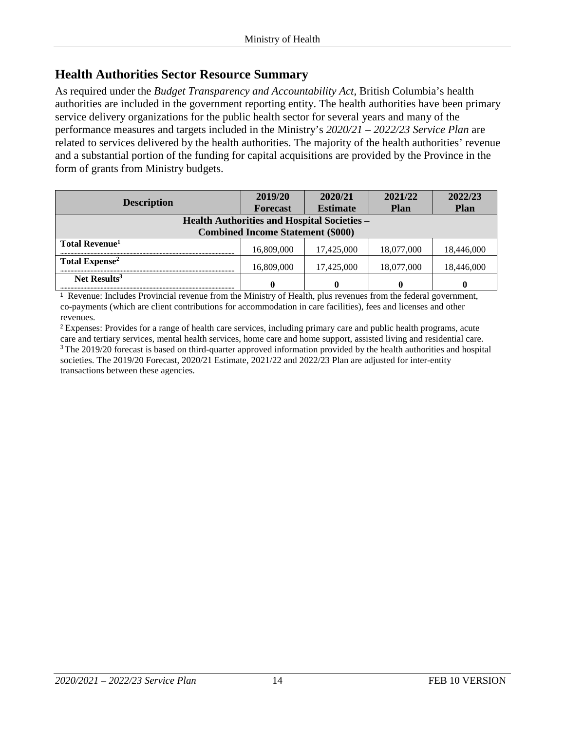## Health Authorities Sector Resource Summary

As required under the *Budget Transparency and Accountability Act*, British Columbia's health authorities are included in the government reporting entity. The health authorities have been primary service delivery organizations for the public health sector for several years and many of the performance measures and targets included in the Ministry's *2020/21 – 2022/23 Service Plan* are related to services delivered by the health authorities. The majority of the health authorities' revenue and a substantial portion of the funding for capital acquisitions are provided by the Province in the form of grants from Ministry budgets.

| Description | 2019/20 Forecast | 2020/21 Estimate | 2021/22 Plan | 2022/23 Plan |
|---|---|---|---|---|
| **Health Authorities and Hospital Societies – Combined Income Statement ($000)** | | | | |
| **Total Revenue**[1] | 16,809,000 | 17,425,000 | 18,077,000 | 18,446,000 |
| **Total Expense**[2] | 16,809,000 | 17,425,000 | 18,077,000 | 18,446,000 |
| **Net Results**[3] | **0** | **0** | **0** | **0** |

[1] Revenue: Includes Provincial revenue from the Ministry of Health, plus revenues from the federal government, co-payments (which are client contributions for accommodation in care facilities), fees and licenses and other revenues.

[2] Expenses: Provides for a range of health care services, including primary care and public health programs, acute care and tertiary services, mental health services, home care and home support, assisted living and residential care.

[3] The 2019/20 forecast is based on third-quarter approved information provided by the health authorities and hospital societies. The 2019/20 Forecast, 2020/21 Estimate, 2021/22 and 2022/23 Plan are adjusted for inter-entity transactions between these agencies.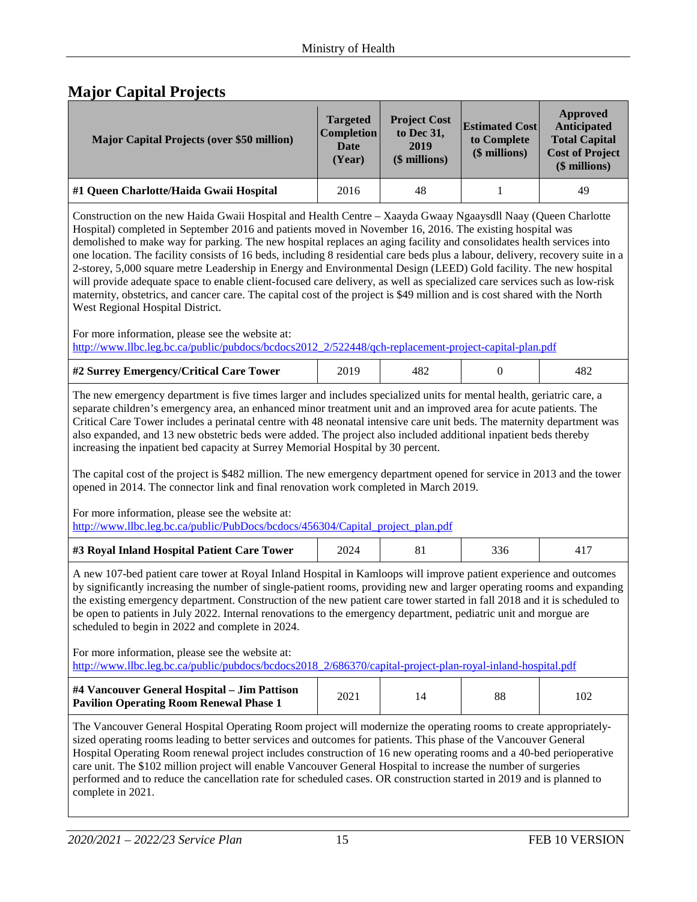## Major Capital Projects

| Major Capital Projects (over $50 million) | Targeted Completion Date (Year) | Project Cost to Dec 31, 2019 ($ millions) | Estimated Cost to Complete ($ millions) | Approved Anticipated Total Capital Cost of Project ($ millions) |
|---|---|---|---|---|
| **#1 Queen Charlotte/Haida Gwaii Hospital** | 2016 | 48 | 1 | 49 |

Construction on the new Haida Gwaii Hospital and Health Centre – Xaayda Gwaay Ngaaysdll Naay (Queen Charlotte Hospital) completed in September 2016 and patients moved in November 16, 2016. The existing hospital was demolished to make way for parking. The new hospital replaces an aging facility and consolidates health services into one location. The facility consists of 16 beds, including 8 residential care beds plus a labour, delivery, recovery suite in a 2-storey, 5,000 square metre Leadership in Energy and Environmental Design (LEED) Gold facility. The new hospital will provide adequate space to enable client-focused care delivery, as well as specialized care services such as low-risk maternity, obstetrics, and cancer care. The capital cost of the project is $49 million and is cost shared with the North West Regional Hospital District.

For more information, please see the website at:
http://www.llbc.leg.bc.ca/public/pubdocs/bcdocs2012_2/522448/qch-replacement-project-capital-plan.pdf

| Major Capital Projects (over $50 million) | Targeted Completion Date (Year) | Project Cost to Dec 31, 2019 ($ millions) | Estimated Cost to Complete ($ millions) | Approved Anticipated Total Capital Cost of Project ($ millions) |
|---|---|---|---|---|
| **#2 Surrey Emergency/Critical Care Tower** | 2019 | 482 | 0 | 482 |

The new emergency department is five times larger and includes specialized units for mental health, geriatric care, a separate children's emergency area, an enhanced minor treatment unit and an improved area for acute patients. The Critical Care Tower includes a perinatal centre with 48 neonatal intensive care unit beds. The maternity department was also expanded, and 13 new obstetric beds were added. The project also included additional inpatient beds thereby increasing the inpatient bed capacity at Surrey Memorial Hospital by 30 percent.

The capital cost of the project is $482 million. The new emergency department opened for service in 2013 and the tower opened in 2014. The connector link and final renovation work completed in March 2019.

For more information, please see the website at:
http://www.llbc.leg.bc.ca/public/PubDocs/bcdocs/456304/Capital_project_plan.pdf

| Major Capital Projects (over $50 million) | Targeted Completion Date (Year) | Project Cost to Dec 31, 2019 ($ millions) | Estimated Cost to Complete ($ millions) | Approved Anticipated Total Capital Cost of Project ($ millions) |
|---|---|---|---|---|
| **#3 Royal Inland Hospital Patient Care Tower** | 2024 | 81 | 336 | 417 |

A new 107-bed patient care tower at Royal Inland Hospital in Kamloops will improve patient experience and outcomes by significantly increasing the number of single-patient rooms, providing new and larger operating rooms and expanding the existing emergency department. Construction of the new patient care tower started in fall 2018 and it is scheduled to be open to patients in July 2022. Internal renovations to the emergency department, pediatric unit and morgue are scheduled to begin in 2022 and complete in 2024.

For more information, please see the website at:
http://www.llbc.leg.bc.ca/public/pubdocs/bcdocs2018_2/686370/capital-project-plan-royal-inland-hospital.pdf

| Major Capital Projects (over $50 million) | Targeted Completion Date (Year) | Project Cost to Dec 31, 2019 ($ millions) | Estimated Cost to Complete ($ millions) | Approved Anticipated Total Capital Cost of Project ($ millions) |
|---|---|---|---|---|
| **#4 Vancouver General Hospital – Jim Pattison Pavilion Operating Room Renewal Phase 1** | 2021 | 14 | 88 | 102 |

The Vancouver General Hospital Operating Room project will modernize the operating rooms to create appropriately-sized operating rooms leading to better services and outcomes for patients. This phase of the Vancouver General Hospital Operating Room renewal project includes construction of 16 new operating rooms and a 40-bed perioperative care unit. The $102 million project will enable Vancouver General Hospital to increase the number of surgeries performed and to reduce the cancellation rate for scheduled cases. OR construction started in 2019 and is planned to complete in 2021.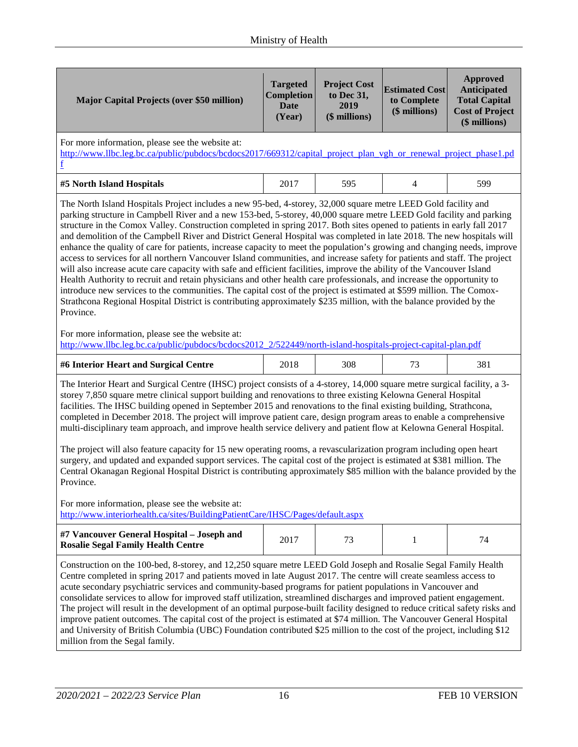| Major Capital Projects (over $50 million) | Targeted Completion Date (Year) | Project Cost to Dec 31, 2019 ($ millions) | Estimated Cost to Complete ($ millions) | Approved Anticipated Total Capital Cost of Project ($ millions) |
|---|---|---|---|---|

For more information, please see the website at:
http://www.llbc.leg.bc.ca/public/pubdocs/bcdocs2017/669312/capital_project_plan_vgh_or_renewal_project_phase1.pdf

| | | | | |
|---|---|---|---|---|
| **#5 North Island Hospitals** | 2017 | 595 | 4 | 599 |

The North Island Hospitals Project includes a new 95-bed, 4-storey, 32,000 square metre LEED Gold facility and parking structure in Campbell River and a new 153-bed, 5-storey, 40,000 square metre LEED Gold facility and parking structure in the Comox Valley. Construction completed in spring 2017. Both sites opened to patients in early fall 2017 and demolition of the Campbell River and District General Hospital was completed in late 2018. The new hospitals will enhance the quality of care for patients, increase capacity to meet the population's growing and changing needs, improve access to services for all northern Vancouver Island communities, and increase safety for patients and staff. The project will also increase acute care capacity with safe and efficient facilities, improve the ability of the Vancouver Island Health Authority to recruit and retain physicians and other health care professionals, and increase the opportunity to introduce new services to the communities. The capital cost of the project is estimated at $599 million. The Comox-Strathcona Regional Hospital District is contributing approximately $235 million, with the balance provided by the Province.

For more information, please see the website at:
http://www.llbc.leg.bc.ca/public/pubdocs/bcdocs2012_2/522449/north-island-hospitals-project-capital-plan.pdf

| | | | | |
|---|---|---|---|---|
| **#6 Interior Heart and Surgical Centre** | 2018 | 308 | 73 | 381 |

The Interior Heart and Surgical Centre (IHSC) project consists of a 4-storey, 14,000 square metre surgical facility, a 3-storey 7,850 square metre clinical support building and renovations to three existing Kelowna General Hospital facilities. The IHSC building opened in September 2015 and renovations to the final existing building, Strathcona, completed in December 2018. The project will improve patient care, design program areas to enable a comprehensive multi-disciplinary team approach, and improve health service delivery and patient flow at Kelowna General Hospital.

The project will also feature capacity for 15 new operating rooms, a revascularization program including open heart surgery, and updated and expanded support services. The capital cost of the project is estimated at $381 million. The Central Okanagan Regional Hospital District is contributing approximately $85 million with the balance provided by the Province.

For more information, please see the website at:
http://www.interiorhealth.ca/sites/BuildingPatientCare/IHSC/Pages/default.aspx

| | | | | |
|---|---|---|---|---|
| **#7 Vancouver General Hospital – Joseph and Rosalie Segal Family Health Centre** | 2017 | 73 | 1 | 74 |

Construction on the 100-bed, 8-storey, and 12,250 square metre LEED Gold Joseph and Rosalie Segal Family Health Centre completed in spring 2017 and patients moved in late August 2017. The centre will create seamless access to acute secondary psychiatric services and community-based programs for patient populations in Vancouver and consolidate services to allow for improved staff utilization, streamlined discharges and improved patient engagement. The project will result in the development of an optimal purpose-built facility designed to reduce critical safety risks and improve patient outcomes. The capital cost of the project is estimated at $74 million. The Vancouver General Hospital and University of British Columbia (UBC) Foundation contributed $25 million to the cost of the project, including $12 million from the Segal family.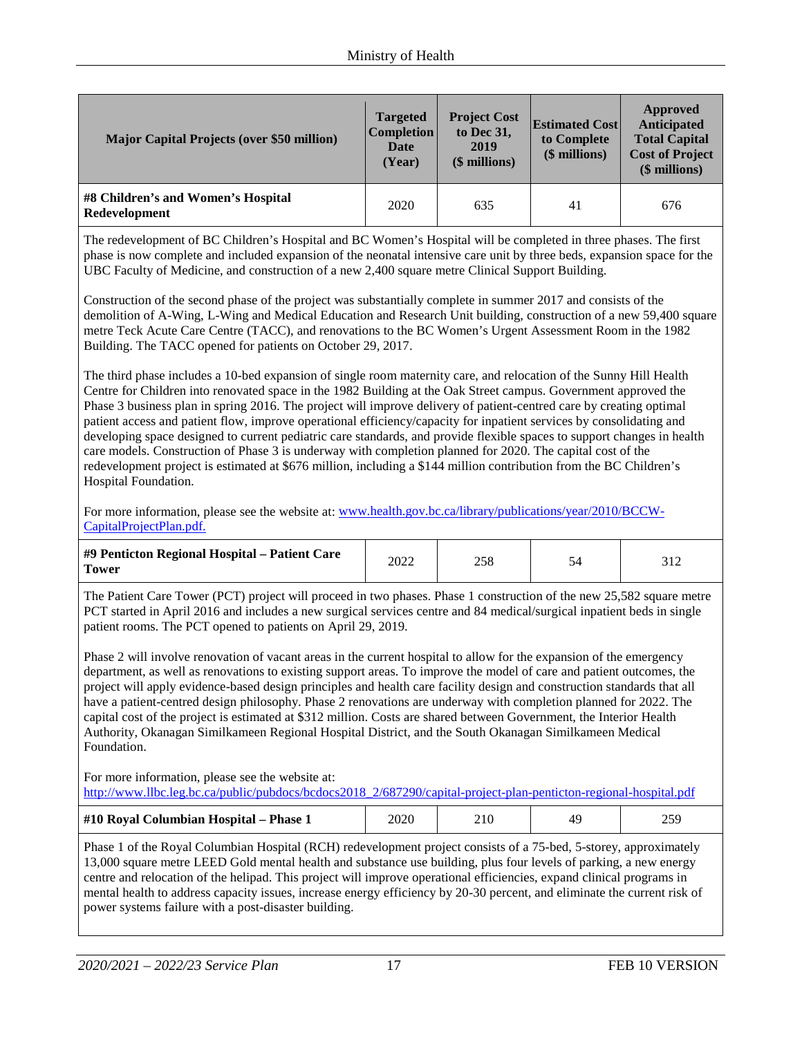| Major Capital Projects (over $50 million) | Targeted Completion Date (Year) | Project Cost to Dec 31, 2019 ($ millions) | Estimated Cost to Complete ($ millions) | Approved Anticipated Total Capital Cost of Project ($ millions) |
|---|---|---|---|---|
| **#8 Children's and Women's Hospital Redevelopment** | 2020 | 635 | 41 | 676 |

The redevelopment of BC Children's Hospital and BC Women's Hospital will be completed in three phases. The first phase is now complete and included expansion of the neonatal intensive care unit by three beds, expansion space for the UBC Faculty of Medicine, and construction of a new 2,400 square metre Clinical Support Building.

Construction of the second phase of the project was substantially complete in summer 2017 and consists of the demolition of A-Wing, L-Wing and Medical Education and Research Unit building, construction of a new 59,400 square metre Teck Acute Care Centre (TACC), and renovations to the BC Women's Urgent Assessment Room in the 1982 Building. The TACC opened for patients on October 29, 2017.

The third phase includes a 10-bed expansion of single room maternity care, and relocation of the Sunny Hill Health Centre for Children into renovated space in the 1982 Building at the Oak Street campus. Government approved the Phase 3 business plan in spring 2016. The project will improve delivery of patient-centred care by creating optimal patient access and patient flow, improve operational efficiency/capacity for inpatient services by consolidating and developing space designed to current pediatric care standards, and provide flexible spaces to support changes in health care models. Construction of Phase 3 is underway with completion planned for 2020. The capital cost of the redevelopment project is estimated at $676 million, including a $144 million contribution from the BC Children's Hospital Foundation.

For more information, please see the website at: [www.health.gov.bc.ca/library/publications/year/2010/BCCW-CapitalProjectPlan.pdf.](www.health.gov.bc.ca/library/publications/year/2010/BCCW-CapitalProjectPlan.pdf)

| Major Capital Projects (over $50 million) | Targeted Completion Date (Year) | Project Cost to Dec 31, 2019 ($ millions) | Estimated Cost to Complete ($ millions) | Approved Anticipated Total Capital Cost of Project ($ millions) |
|---|---|---|---|---|
| **#9 Penticton Regional Hospital – Patient Care Tower** | 2022 | 258 | 54 | 312 |

The Patient Care Tower (PCT) project will proceed in two phases. Phase 1 construction of the new 25,582 square metre PCT started in April 2016 and includes a new surgical services centre and 84 medical/surgical inpatient beds in single patient rooms. The PCT opened to patients on April 29, 2019.

Phase 2 will involve renovation of vacant areas in the current hospital to allow for the expansion of the emergency department, as well as renovations to existing support areas. To improve the model of care and patient outcomes, the project will apply evidence-based design principles and health care facility design and construction standards that all have a patient-centred design philosophy. Phase 2 renovations are underway with completion planned for 2022. The capital cost of the project is estimated at $312 million. Costs are shared between Government, the Interior Health Authority, Okanagan Similkameen Regional Hospital District, and the South Okanagan Similkameen Medical Foundation.

For more information, please see the website at:
[http://www.llbc.leg.bc.ca/public/pubdocs/bcdocs2018_2/687290/capital-project-plan-penticton-regional-hospital.pdf](http://www.llbc.leg.bc.ca/public/pubdocs/bcdocs2018_2/687290/capital-project-plan-penticton-regional-hospital.pdf)

| Major Capital Projects (over $50 million) | Targeted Completion Date (Year) | Project Cost to Dec 31, 2019 ($ millions) | Estimated Cost to Complete ($ millions) | Approved Anticipated Total Capital Cost of Project ($ millions) |
|---|---|---|---|---|
| **#10 Royal Columbian Hospital – Phase 1** | 2020 | 210 | 49 | 259 |

Phase 1 of the Royal Columbian Hospital (RCH) redevelopment project consists of a 75-bed, 5-storey, approximately 13,000 square metre LEED Gold mental health and substance use building, plus four levels of parking, a new energy centre and relocation of the helipad. This project will improve operational efficiencies, expand clinical programs in mental health to address capacity issues, increase energy efficiency by 20-30 percent, and eliminate the current risk of power systems failure with a post-disaster building.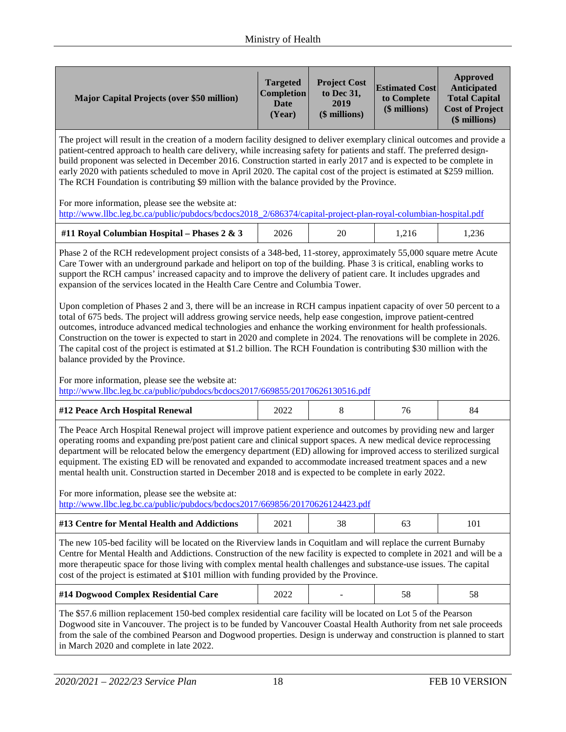| Major Capital Projects (over $50 million) | Targeted Completion Date (Year) | Project Cost to Dec 31, 2019 ($ millions) | Estimated Cost to Complete ($ millions) | Approved Anticipated Total Capital Cost of Project ($ millions) |
|---|---|---|---|---|

The project will result in the creation of a modern facility designed to deliver exemplary clinical outcomes and provide a patient-centred approach to health care delivery, while increasing safety for patients and staff. The preferred design-build proponent was selected in December 2016. Construction started in early 2017 and is expected to be complete in early 2020 with patients scheduled to move in April 2020. The capital cost of the project is estimated at $259 million. The RCH Foundation is contributing $9 million with the balance provided by the Province.

For more information, please see the website at:
http://www.llbc.leg.bc.ca/public/pubdocs/bcdocs2018_2/686374/capital-project-plan-royal-columbian-hospital.pdf

| Major Capital Projects (over $50 million) | Targeted Completion Date (Year) | Project Cost to Dec 31, 2019 ($ millions) | Estimated Cost to Complete ($ millions) | Approved Anticipated Total Capital Cost of Project ($ millions) |
|---|---|---|---|---|
| **#11 Royal Columbian Hospital – Phases 2 & 3** | 2026 | 20 | 1,216 | 1,236 |

Phase 2 of the RCH redevelopment project consists of a 348-bed, 11-storey, approximately 55,000 square metre Acute Care Tower with an underground parkade and heliport on top of the building. Phase 3 is critical, enabling works to support the RCH campus' increased capacity and to improve the delivery of patient care. It includes upgrades and expansion of the services located in the Health Care Centre and Columbia Tower.

Upon completion of Phases 2 and 3, there will be an increase in RCH campus inpatient capacity of over 50 percent to a total of 675 beds. The project will address growing service needs, help ease congestion, improve patient-centred outcomes, introduce advanced medical technologies and enhance the working environment for health professionals. Construction on the tower is expected to start in 2020 and complete in 2024. The renovations will be complete in 2026. The capital cost of the project is estimated at $1.2 billion. The RCH Foundation is contributing $30 million with the balance provided by the Province.

For more information, please see the website at:
http://www.llbc.leg.bc.ca/public/pubdocs/bcdocs2017/669855/20170626130516.pdf

| Major Capital Projects (over $50 million) | Targeted Completion Date (Year) | Project Cost to Dec 31, 2019 ($ millions) | Estimated Cost to Complete ($ millions) | Approved Anticipated Total Capital Cost of Project ($ millions) |
|---|---|---|---|---|
| **#12 Peace Arch Hospital Renewal** | 2022 | 8 | 76 | 84 |

The Peace Arch Hospital Renewal project will improve patient experience and outcomes by providing new and larger operating rooms and expanding pre/post patient care and clinical support spaces. A new medical device reprocessing department will be relocated below the emergency department (ED) allowing for improved access to sterilized surgical equipment. The existing ED will be renovated and expanded to accommodate increased treatment spaces and a new mental health unit. Construction started in December 2018 and is expected to be complete in early 2022.

For more information, please see the website at:
http://www.llbc.leg.bc.ca/public/pubdocs/bcdocs2017/669856/20170626124423.pdf

| Major Capital Projects (over $50 million) | Targeted Completion Date (Year) | Project Cost to Dec 31, 2019 ($ millions) | Estimated Cost to Complete ($ millions) | Approved Anticipated Total Capital Cost of Project ($ millions) |
|---|---|---|---|---|
| **#13 Centre for Mental Health and Addictions** | 2021 | 38 | 63 | 101 |

The new 105-bed facility will be located on the Riverview lands in Coquitlam and will replace the current Burnaby Centre for Mental Health and Addictions. Construction of the new facility is expected to complete in 2021 and will be a more therapeutic space for those living with complex mental health challenges and substance-use issues. The capital cost of the project is estimated at $101 million with funding provided by the Province.

| Major Capital Projects (over $50 million) | Targeted Completion Date (Year) | Project Cost to Dec 31, 2019 ($ millions) | Estimated Cost to Complete ($ millions) | Approved Anticipated Total Capital Cost of Project ($ millions) |
|---|---|---|---|---|
| **#14 Dogwood Complex Residential Care** | 2022 | - | 58 | 58 |

The $57.6 million replacement 150-bed complex residential care facility will be located on Lot 5 of the Pearson Dogwood site in Vancouver. The project is to be funded by Vancouver Coastal Health Authority from net sale proceeds from the sale of the combined Pearson and Dogwood properties. Design is underway and construction is planned to start in March 2020 and complete in late 2022.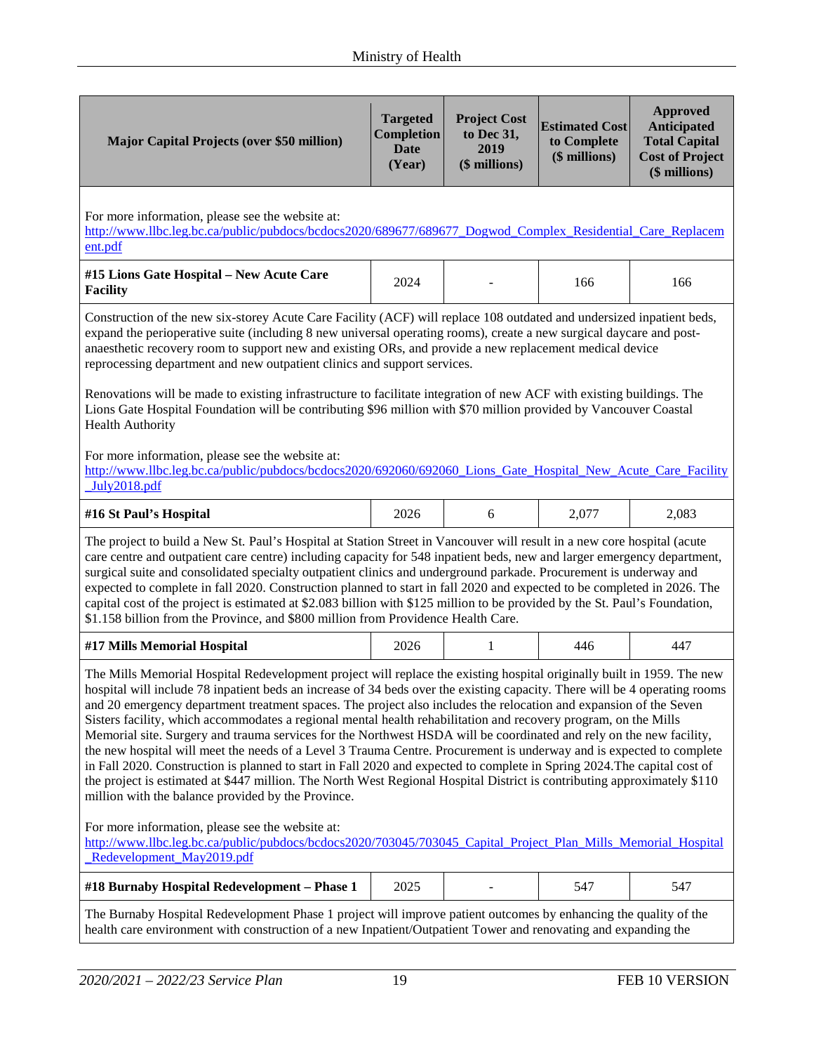| Major Capital Projects (over $50 million) | Targeted Completion Date (Year) | Project Cost to Dec 31, 2019 ($ millions) | Estimated Cost to Complete ($ millions) | Approved Anticipated Total Capital Cost of Project ($ millions) |
|---|---|---|---|---|

For more information, please see the website at:
http://www.llbc.leg.bc.ca/public/pubdocs/bcdocs2020/689677/689677_Dogwod_Complex_Residential_Care_Replacement.pdf

| **#15 Lions Gate Hospital – New Acute Care Facility** | 2024 | - | 166 | 166 |
|---|---|---|---|---|

Construction of the new six-storey Acute Care Facility (ACF) will replace 108 outdated and undersized inpatient beds, expand the perioperative suite (including 8 new universal operating rooms), create a new surgical daycare and post-anaesthetic recovery room to support new and existing ORs, and provide a new replacement medical device reprocessing department and new outpatient clinics and support services.

Renovations will be made to existing infrastructure to facilitate integration of new ACF with existing buildings. The Lions Gate Hospital Foundation will be contributing $96 million with $70 million provided by Vancouver Coastal Health Authority

For more information, please see the website at:
http://www.llbc.leg.bc.ca/public/pubdocs/bcdocs2020/692060/692060_Lions_Gate_Hospital_New_Acute_Care_Facility_July2018.pdf

| **#16 St Paul's Hospital** | 2026 | 6 | 2,077 | 2,083 |
|---|---|---|---|---|

The project to build a New St. Paul's Hospital at Station Street in Vancouver will result in a new core hospital (acute care centre and outpatient care centre) including capacity for 548 inpatient beds, new and larger emergency department, surgical suite and consolidated specialty outpatient clinics and underground parkade. Procurement is underway and expected to complete in fall 2020. Construction planned to start in fall 2020 and expected to be completed in 2026. The capital cost of the project is estimated at $2.083 billion with $125 million to be provided by the St. Paul's Foundation, $1.158 billion from the Province, and $800 million from Providence Health Care.

| **#17 Mills Memorial Hospital** | 2026 | 1 | 446 | 447 |
|---|---|---|---|---|

The Mills Memorial Hospital Redevelopment project will replace the existing hospital originally built in 1959. The new hospital will include 78 inpatient beds an increase of 34 beds over the existing capacity. There will be 4 operating rooms and 20 emergency department treatment spaces. The project also includes the relocation and expansion of the Seven Sisters facility, which accommodates a regional mental health rehabilitation and recovery program, on the Mills Memorial site. Surgery and trauma services for the Northwest HSDA will be coordinated and rely on the new facility, the new hospital will meet the needs of a Level 3 Trauma Centre. Procurement is underway and is expected to complete in Fall 2020. Construction is planned to start in Fall 2020 and expected to complete in Spring 2024.The capital cost of the project is estimated at $447 million. The North West Regional Hospital District is contributing approximately $110 million with the balance provided by the Province.

For more information, please see the website at:
http://www.llbc.leg.bc.ca/public/pubdocs/bcdocs2020/703045/703045_Capital_Project_Plan_Mills_Memorial_Hospital_Redevelopment_May2019.pdf

| **#18 Burnaby Hospital Redevelopment – Phase 1** | 2025 | - | 547 | 547 |
|---|---|---|---|---|

The Burnaby Hospital Redevelopment Phase 1 project will improve patient outcomes by enhancing the quality of the health care environment with construction of a new Inpatient/Outpatient Tower and renovating and expanding the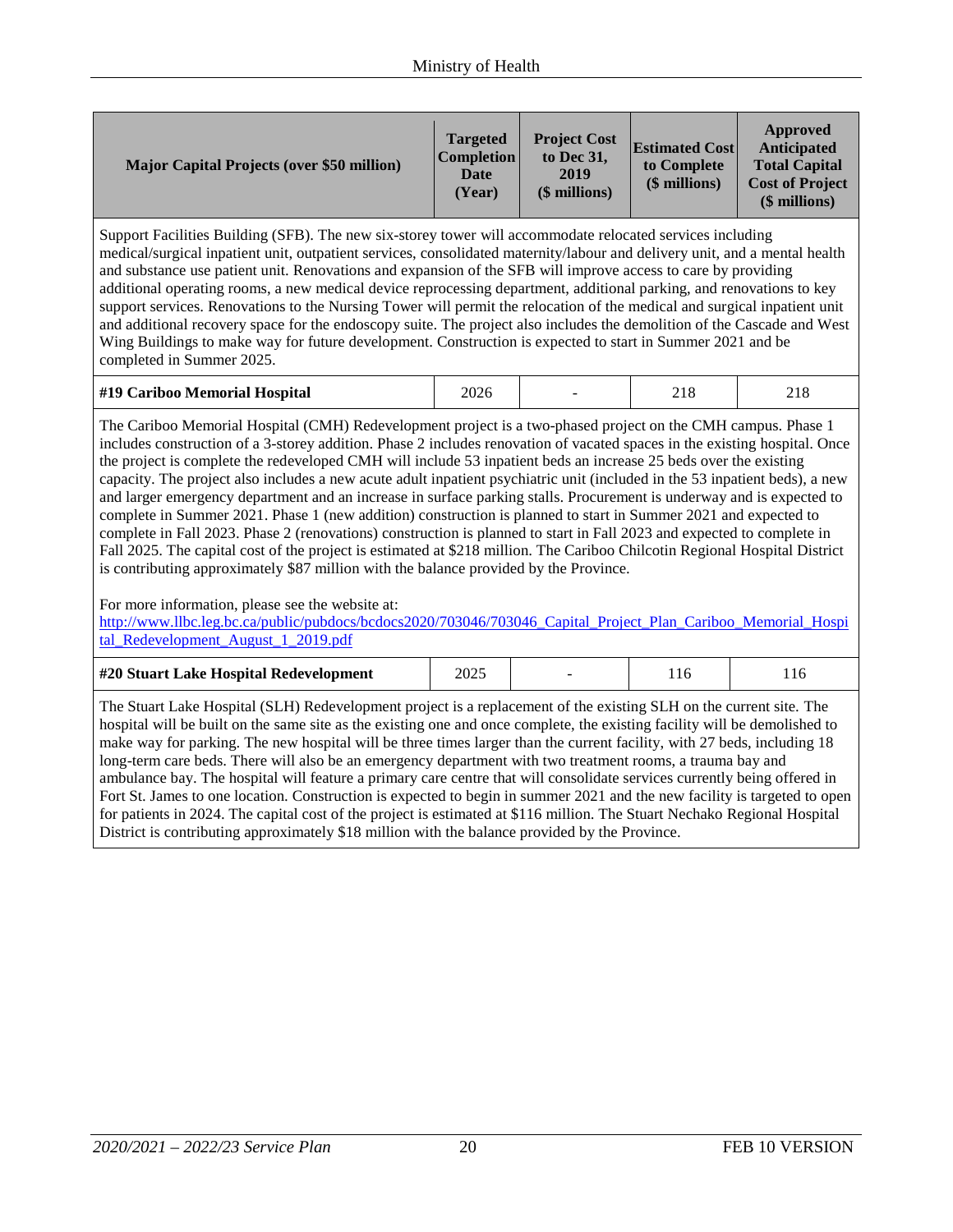| Major Capital Projects (over $50 million) | Targeted Completion Date (Year) | Project Cost to Dec 31, 2019 ($ millions) | Estimated Cost to Complete ($ millions) | Approved Anticipated Total Capital Cost of Project ($ millions) |
|---|---|---|---|---|
| Support Facilities Building (SFB). The new six-storey tower will accommodate relocated services including medical/surgical inpatient unit, outpatient services, consolidated maternity/labour and delivery unit, and a mental health and substance use patient unit. Renovations and expansion of the SFB will improve access to care by providing additional operating rooms, a new medical device reprocessing department, additional parking, and renovations to key support services. Renovations to the Nursing Tower will permit the relocation of the medical and surgical inpatient unit and additional recovery space for the endoscopy suite. The project also includes the demolition of the Cascade and West Wing Buildings to make way for future development. Construction is expected to start in Summer 2021 and be completed in Summer 2025. | | | | |
| **#19 Cariboo Memorial Hospital** | 2026 | - | 218 | 218 |
| The Cariboo Memorial Hospital (CMH) Redevelopment project is a two-phased project on the CMH campus. Phase 1 includes construction of a 3-storey addition. Phase 2 includes renovation of vacated spaces in the existing hospital. Once the project is complete the redeveloped CMH will include 53 inpatient beds an increase 25 beds over the existing capacity. The project also includes a new acute adult inpatient psychiatric unit (included in the 53 inpatient beds), a new and larger emergency department and an increase in surface parking stalls. Procurement is underway and is expected to complete in Summer 2021. Phase 1 (new addition) construction is planned to start in Summer 2021 and expected to complete in Fall 2023. Phase 2 (renovations) construction is planned to start in Fall 2023 and expected to complete in Fall 2025. The capital cost of the project is estimated at $218 million. The Cariboo Chilcotin Regional Hospital District is contributing approximately $87 million with the balance provided by the Province.<br><br>For more information, please see the website at:<br>[http://www.llbc.leg.bc.ca/public/pubdocs/bcdocs2020/703046/703046_Capital_Project_Plan_Cariboo_Memorial_Hospital_Redevelopment_August_1_2019.pdf](http://www.llbc.leg.bc.ca/public/pubdocs/bcdocs2020/703046/703046_Capital_Project_Plan_Cariboo_Memorial_Hospital_Redevelopment_August_1_2019.pdf) | | | | |
| **#20 Stuart Lake Hospital Redevelopment** | 2025 | - | 116 | 116 |
| The Stuart Lake Hospital (SLH) Redevelopment project is a replacement of the existing SLH on the current site. The hospital will be built on the same site as the existing one and once complete, the existing facility will be demolished to make way for parking. The new hospital will be three times larger than the current facility, with 27 beds, including 18 long-term care beds. There will also be an emergency department with two treatment rooms, a trauma bay and ambulance bay. The hospital will feature a primary care centre that will consolidate services currently being offered in Fort St. James to one location. Construction is expected to begin in summer 2021 and the new facility is targeted to open for patients in 2024. The capital cost of the project is estimated at $116 million. The Stuart Nechako Regional Hospital District is contributing approximately $18 million with the balance provided by the Province. | | | | |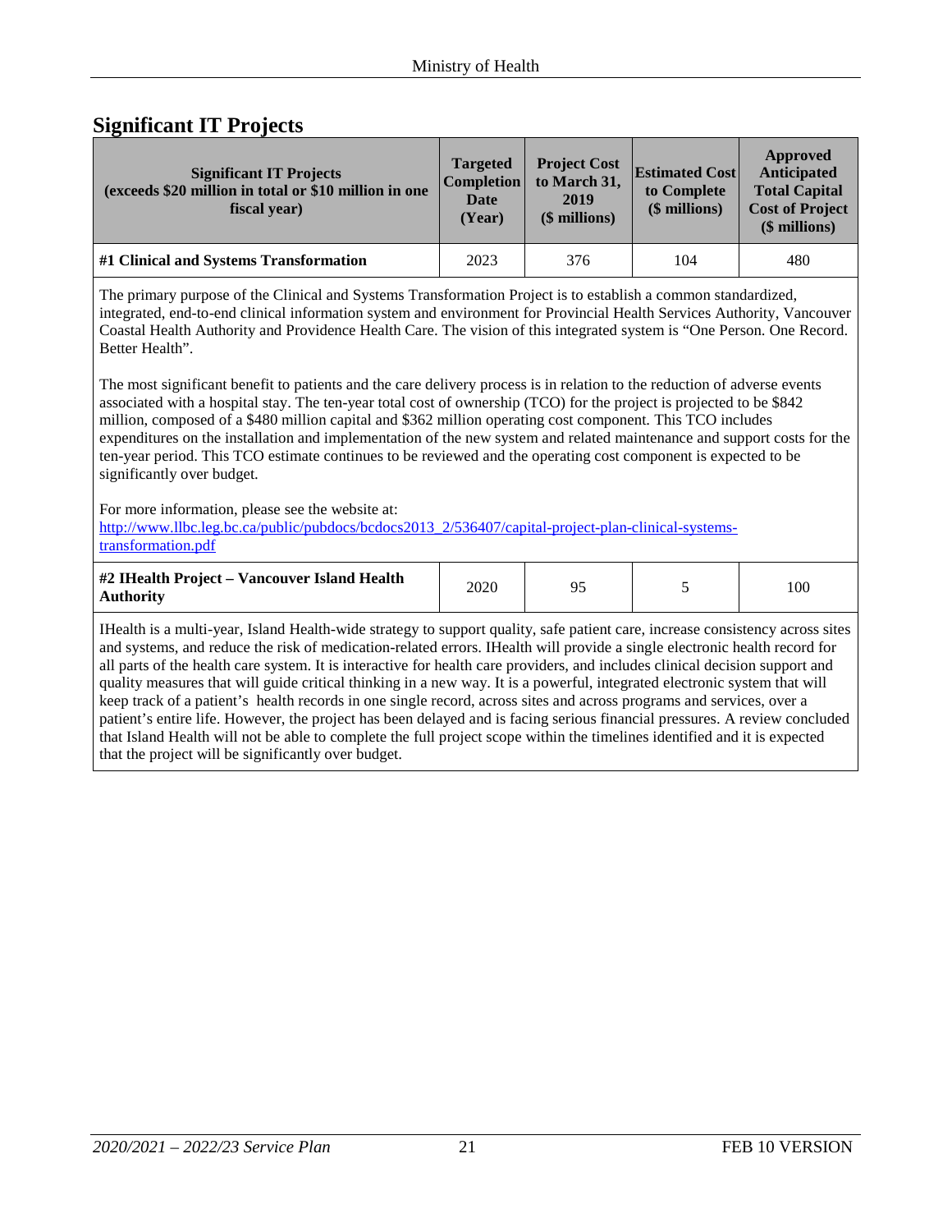## Significant IT Projects

| Significant IT Projects (exceeds $20 million in total or $10 million in one fiscal year) | Targeted Completion Date (Year) | Project Cost to March 31, 2019 ($ millions) | Estimated Cost to Complete ($ millions) | Approved Anticipated Total Capital Cost of Project ($ millions) |
|---|---|---|---|---|
| **#1 Clinical and Systems Transformation** | 2023 | 376 | 104 | 480 |

The primary purpose of the Clinical and Systems Transformation Project is to establish a common standardized, integrated, end-to-end clinical information system and environment for Provincial Health Services Authority, Vancouver Coastal Health Authority and Providence Health Care. The vision of this integrated system is "One Person. One Record. Better Health".

The most significant benefit to patients and the care delivery process is in relation to the reduction of adverse events associated with a hospital stay. The ten-year total cost of ownership (TCO) for the project is projected to be $842 million, composed of a $480 million capital and $362 million operating cost component. This TCO includes expenditures on the installation and implementation of the new system and related maintenance and support costs for the ten-year period. This TCO estimate continues to be reviewed and the operating cost component is expected to be significantly over budget.

For more information, please see the website at: [http://www.llbc.leg.bc.ca/public/pubdocs/bcdocs2013_2/536407/capital-project-plan-clinical-systems-transformation.pdf](http://www.llbc.leg.bc.ca/public/pubdocs/bcdocs2013_2/536407/capital-project-plan-clinical-systems-transformation.pdf)

| Significant IT Projects (exceeds $20 million in total or $10 million in one fiscal year) | Targeted Completion Date (Year) | Project Cost to March 31, 2019 ($ millions) | Estimated Cost to Complete ($ millions) | Approved Anticipated Total Capital Cost of Project ($ millions) |
|---|---|---|---|---|
| **#2 IHealth Project – Vancouver Island Health Authority** | 2020 | 95 | 5 | 100 |

IHealth is a multi-year, Island Health-wide strategy to support quality, safe patient care, increase consistency across sites and systems, and reduce the risk of medication-related errors. IHealth will provide a single electronic health record for all parts of the health care system. It is interactive for health care providers, and includes clinical decision support and quality measures that will guide critical thinking in a new way. It is a powerful, integrated electronic system that will keep track of a patient's health records in one single record, across sites and across programs and services, over a patient's entire life. However, the project has been delayed and is facing serious financial pressures. A review concluded that Island Health will not be able to complete the full project scope within the timelines identified and it is expected that the project will be significantly over budget.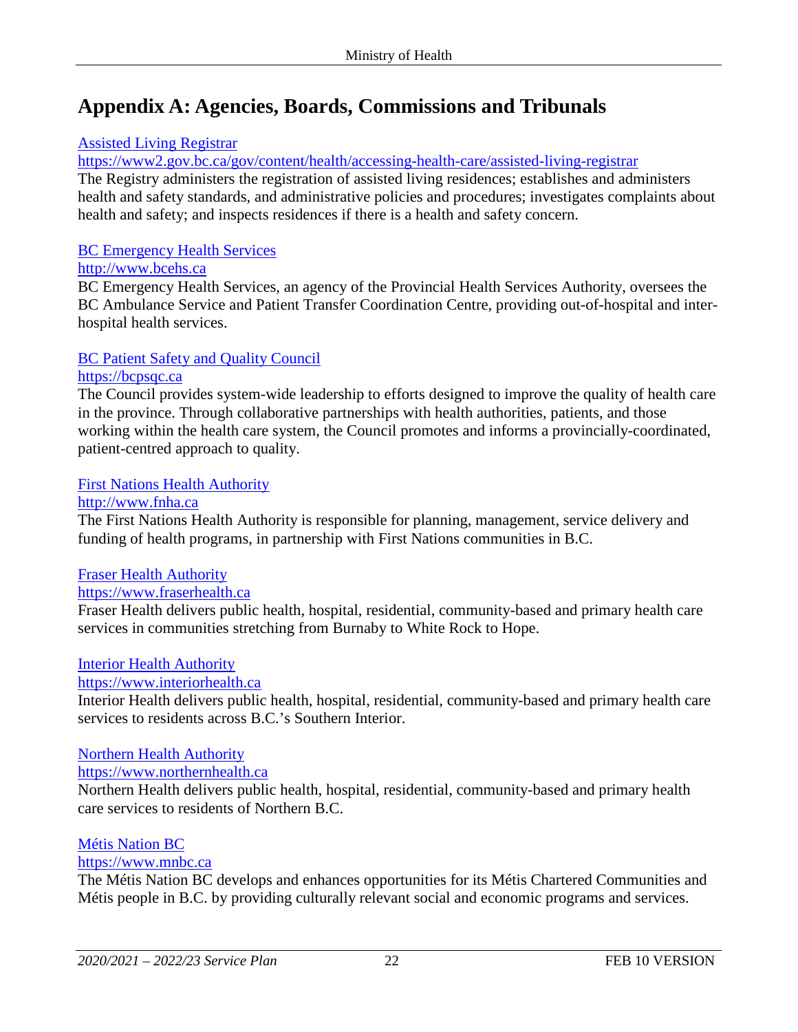# Appendix A: Agencies, Boards, Commissions and Tribunals

[Assisted Living Registrar](https://www2.gov.bc.ca/gov/content/health/accessing-health-care/assisted-living-registrar)
https://www2.gov.bc.ca/gov/content/health/accessing-health-care/assisted-living-registrar
The Registry administers the registration of assisted living residences; establishes and administers health and safety standards, and administrative policies and procedures; investigates complaints about health and safety; and inspects residences if there is a health and safety concern.

[BC Emergency Health Services](http://www.bcehs.ca)
http://www.bcehs.ca
BC Emergency Health Services, an agency of the Provincial Health Services Authority, oversees the BC Ambulance Service and Patient Transfer Coordination Centre, providing out-of-hospital and inter-hospital health services.

[BC Patient Safety and Quality Council](https://bcpsqc.ca)
https://bcpsqc.ca
The Council provides system-wide leadership to efforts designed to improve the quality of health care in the province. Through collaborative partnerships with health authorities, patients, and those working within the health care system, the Council promotes and informs a provincially-coordinated, patient-centred approach to quality.

[First Nations Health Authority](http://www.fnha.ca)
http://www.fnha.ca
The First Nations Health Authority is responsible for planning, management, service delivery and funding of health programs, in partnership with First Nations communities in B.C.

[Fraser Health Authority](https://www.fraserhealth.ca)
https://www.fraserhealth.ca
Fraser Health delivers public health, hospital, residential, community-based and primary health care services in communities stretching from Burnaby to White Rock to Hope.

[Interior Health Authority](https://www.interiorhealth.ca)
https://www.interiorhealth.ca
Interior Health delivers public health, hospital, residential, community-based and primary health care services to residents across B.C.'s Southern Interior.

[Northern Health Authority](https://www.northernhealth.ca)
https://www.northernhealth.ca
Northern Health delivers public health, hospital, residential, community-based and primary health care services to residents of Northern B.C.

[Métis Nation BC](https://www.mnbc.ca)
https://www.mnbc.ca
The Métis Nation BC develops and enhances opportunities for its Métis Chartered Communities and Métis people in B.C. by providing culturally relevant social and economic programs and services.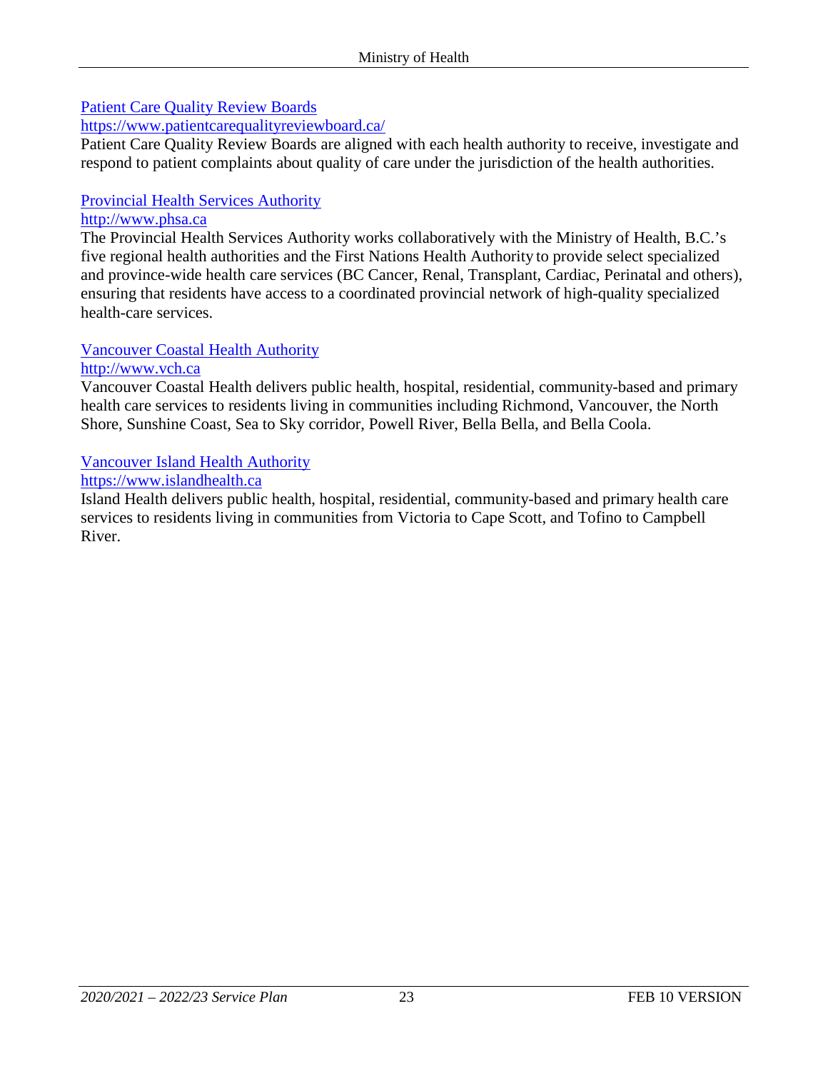[Patient Care Quality Review Boards](https://www.patientcarequalityreviewboard.ca/)
[https://www.patientcarequalityreviewboard.ca/](https://www.patientcarequalityreviewboard.ca/)
Patient Care Quality Review Boards are aligned with each health authority to receive, investigate and respond to patient complaints about quality of care under the jurisdiction of the health authorities.

[Provincial Health Services Authority](http://www.phsa.ca)
[http://www.phsa.ca](http://www.phsa.ca)
The Provincial Health Services Authority works collaboratively with the Ministry of Health, B.C.'s five regional health authorities and the First Nations Health Authority to provide select specialized and province-wide health care services (BC Cancer, Renal, Transplant, Cardiac, Perinatal and others), ensuring that residents have access to a coordinated provincial network of high-quality specialized health-care services.

[Vancouver Coastal Health Authority](http://www.vch.ca)
[http://www.vch.ca](http://www.vch.ca)
Vancouver Coastal Health delivers public health, hospital, residential, community-based and primary health care services to residents living in communities including Richmond, Vancouver, the North Shore, Sunshine Coast, Sea to Sky corridor, Powell River, Bella Bella, and Bella Coola.

[Vancouver Island Health Authority](https://www.islandhealth.ca)
[https://www.islandhealth.ca](https://www.islandhealth.ca)
Island Health delivers public health, hospital, residential, community-based and primary health care services to residents living in communities from Victoria to Cape Scott, and Tofino to Campbell River.